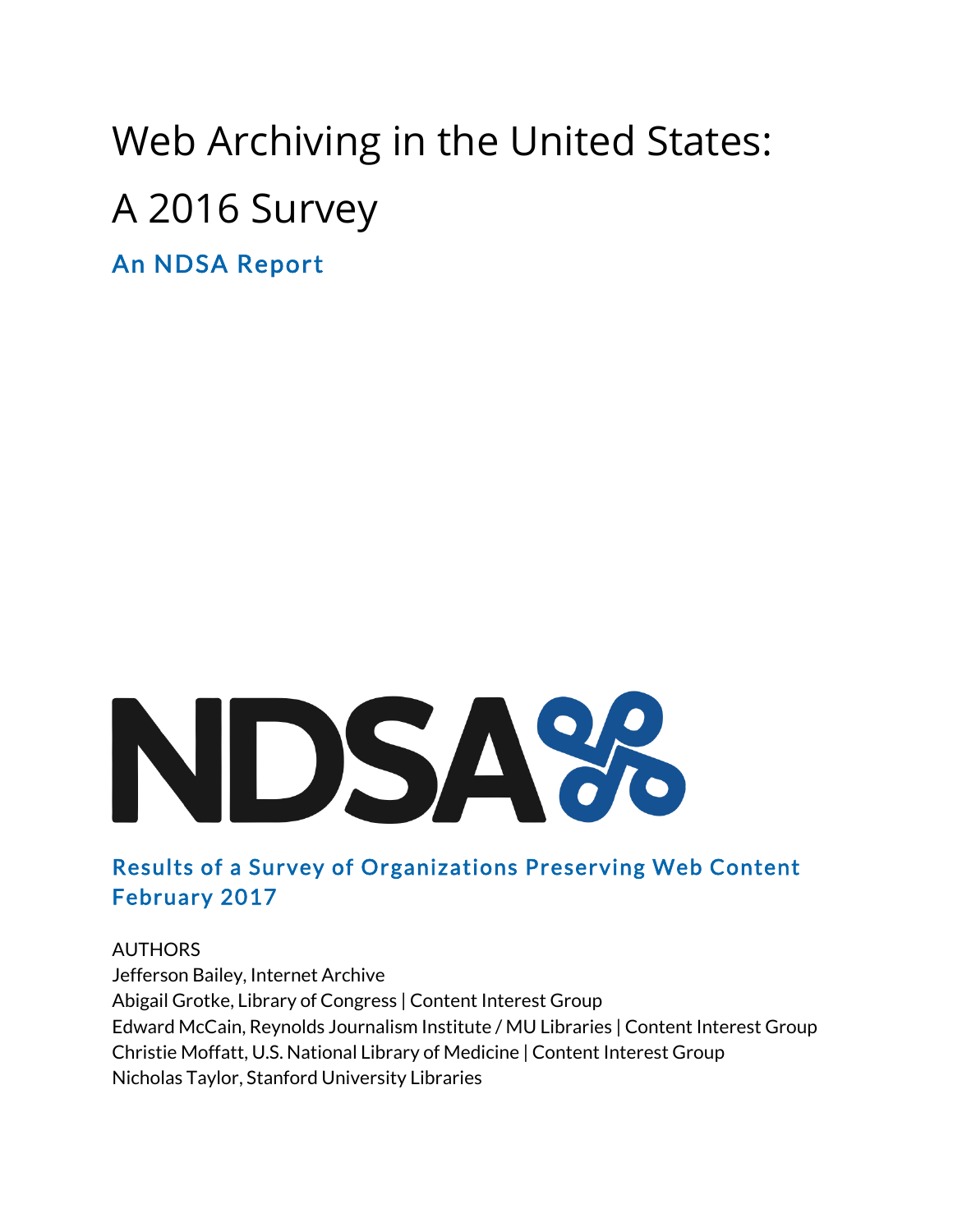# Web Archiving in the United States: A 2016 Survey

## An NDSA Report

NDSA

### Results of a Survey of Organizations Preserving Web Content
### February 2017

AUTHORS
Jefferson Bailey, Internet Archive
Abigail Grotke, Library of Congress | Content Interest Group
Edward McCain, Reynolds Journalism Institute / MU Libraries | Content Interest Group
Christie Moffatt, U.S. National Library of Medicine | Content Interest Group
Nicholas Taylor, Stanford University Libraries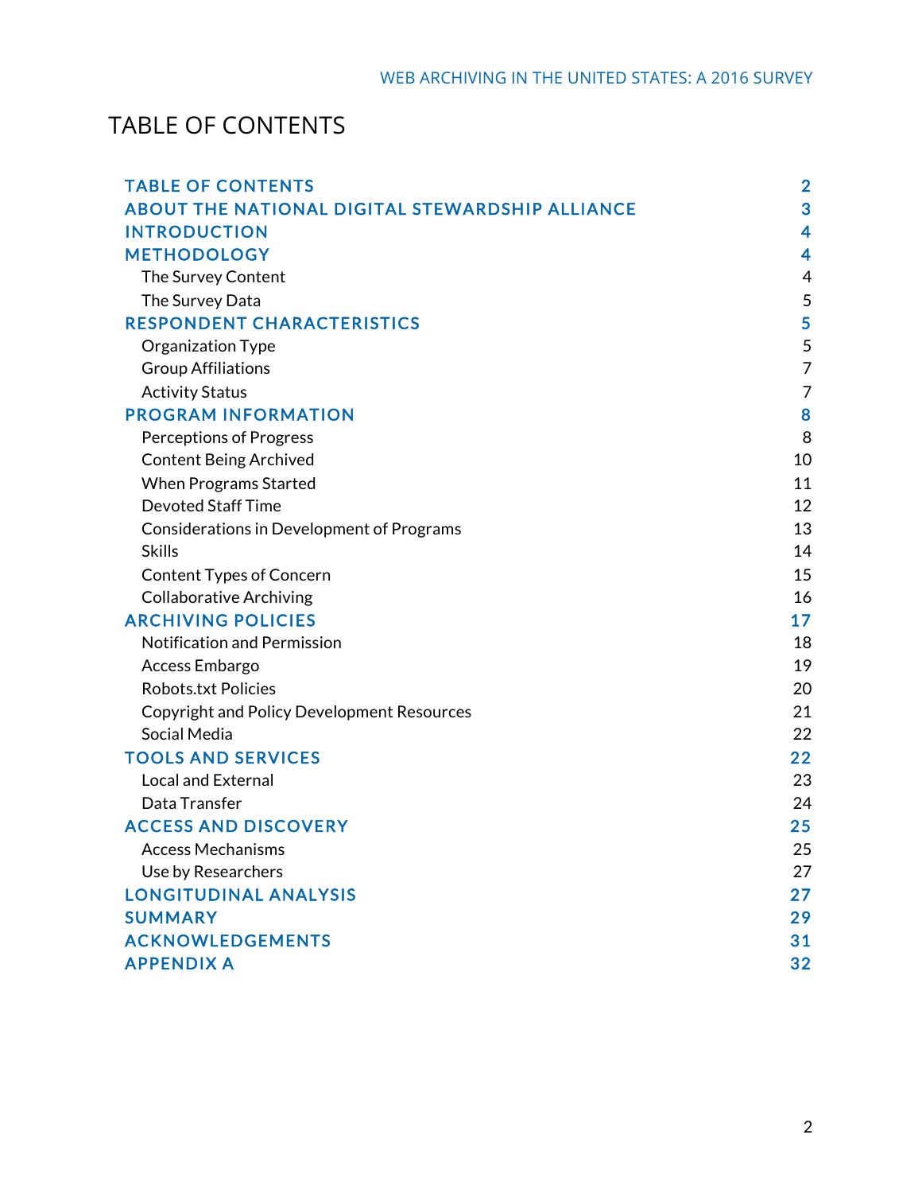# TABLE OF CONTENTS

| | |
|---|---|
| **TABLE OF CONTENTS** | **2** |
| **ABOUT THE NATIONAL DIGITAL STEWARDSHIP ALLIANCE** | **3** |
| **INTRODUCTION** | **4** |
| **METHODOLOGY** | **4** |
| The Survey Content | 4 |
| The Survey Data | 5 |
| **RESPONDENT CHARACTERISTICS** | **5** |
| Organization Type | 5 |
| Group Affiliations | 7 |
| Activity Status | 7 |
| **PROGRAM INFORMATION** | **8** |
| Perceptions of Progress | 8 |
| Content Being Archived | 10 |
| When Programs Started | 11 |
| Devoted Staff Time | 12 |
| Considerations in Development of Programs | 13 |
| Skills | 14 |
| Content Types of Concern | 15 |
| Collaborative Archiving | 16 |
| **ARCHIVING POLICIES** | **17** |
| Notification and Permission | 18 |
| Access Embargo | 19 |
| Robots.txt Policies | 20 |
| Copyright and Policy Development Resources | 21 |
| Social Media | 22 |
| **TOOLS AND SERVICES** | **22** |
| Local and External | 23 |
| Data Transfer | 24 |
| **ACCESS AND DISCOVERY** | **25** |
| Access Mechanisms | 25 |
| Use by Researchers | 27 |
| **LONGITUDINAL ANALYSIS** | **27** |
| **SUMMARY** | **29** |
| **ACKNOWLEDGEMENTS** | **31** |
| **APPENDIX A** | **32** |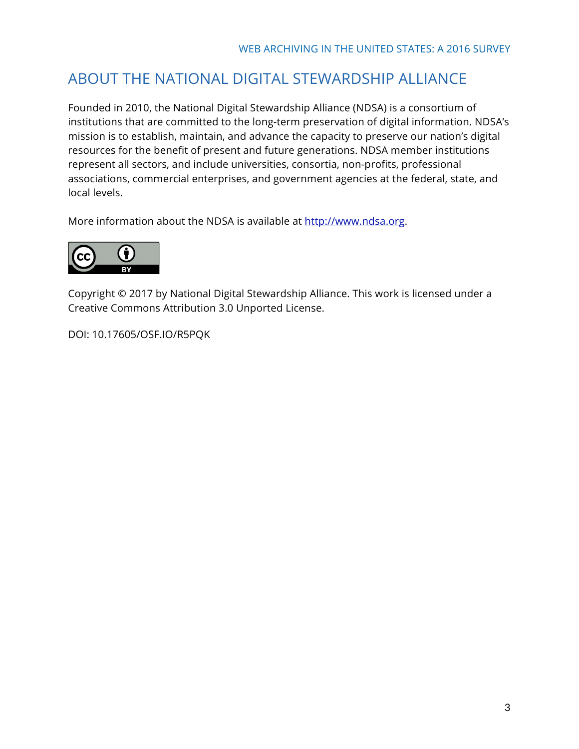## ABOUT THE NATIONAL DIGITAL STEWARDSHIP ALLIANCE

Founded in 2010, the National Digital Stewardship Alliance (NDSA) is a consortium of institutions that are committed to the long-term preservation of digital information. NDSA's mission is to establish, maintain, and advance the capacity to preserve our nation's digital resources for the benefit of present and future generations. NDSA member institutions represent all sectors, and include universities, consortia, non-profits, professional associations, commercial enterprises, and government agencies at the federal, state, and local levels.

More information about the NDSA is available at http://www.ndsa.org.

Copyright © 2017 by National Digital Stewardship Alliance. This work is licensed under a Creative Commons Attribution 3.0 Unported License.

DOI: 10.17605/OSF.IO/R5PQK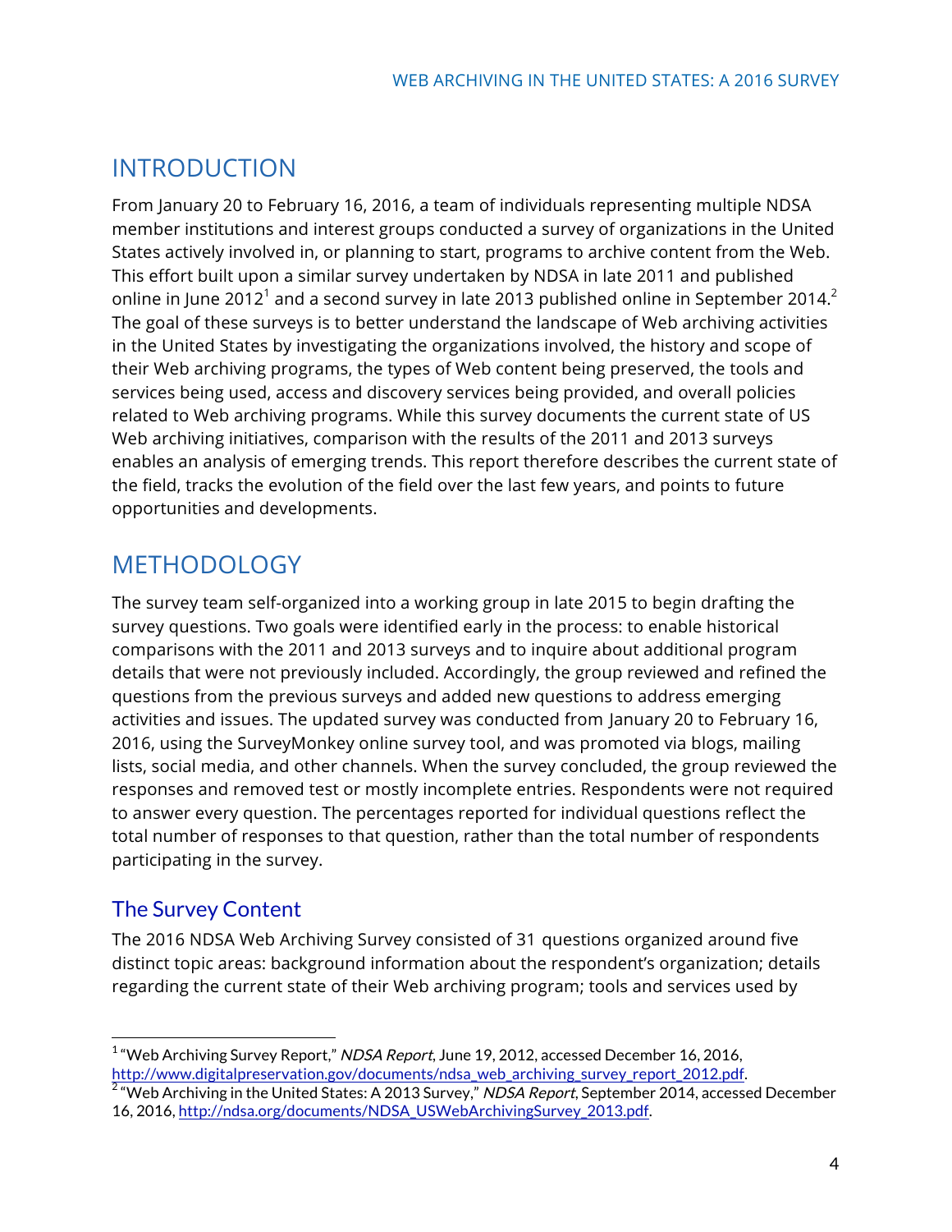# INTRODUCTION

From January 20 to February 16, 2016, a team of individuals representing multiple NDSA member institutions and interest groups conducted a survey of organizations in the United States actively involved in, or planning to start, programs to archive content from the Web. This effort built upon a similar survey undertaken by NDSA in late 2011 and published online in June 2012[1] and a second survey in late 2013 published online in September 2014.[2] The goal of these surveys is to better understand the landscape of Web archiving activities in the United States by investigating the organizations involved, the history and scope of their Web archiving programs, the types of Web content being preserved, the tools and services being used, access and discovery services being provided, and overall policies related to Web archiving programs. While this survey documents the current state of US Web archiving initiatives, comparison with the results of the 2011 and 2013 surveys enables an analysis of emerging trends. This report therefore describes the current state of the field, tracks the evolution of the field over the last few years, and points to future opportunities and developments.

# METHODOLOGY

The survey team self-organized into a working group in late 2015 to begin drafting the survey questions. Two goals were identified early in the process: to enable historical comparisons with the 2011 and 2013 surveys and to inquire about additional program details that were not previously included. Accordingly, the group reviewed and refined the questions from the previous surveys and added new questions to address emerging activities and issues. The updated survey was conducted from January 20 to February 16, 2016, using the SurveyMonkey online survey tool, and was promoted via blogs, mailing lists, social media, and other channels. When the survey concluded, the group reviewed the responses and removed test or mostly incomplete entries. Respondents were not required to answer every question. The percentages reported for individual questions reflect the total number of responses to that question, rather than the total number of respondents participating in the survey.

## The Survey Content

The 2016 NDSA Web Archiving Survey consisted of 31 questions organized around five distinct topic areas: background information about the respondent's organization; details regarding the current state of their Web archiving program; tools and services used by

---

[1] "Web Archiving Survey Report," *NDSA Report*, June 19, 2012, accessed December 16, 2016, http://www.digitalpreservation.gov/documents/ndsa_web_archiving_survey_report_2012.pdf.

[2] "Web Archiving in the United States: A 2013 Survey," *NDSA Report*, September 2014, accessed December 16, 2016, http://ndsa.org/documents/NDSA_USWebArchivingSurvey_2013.pdf.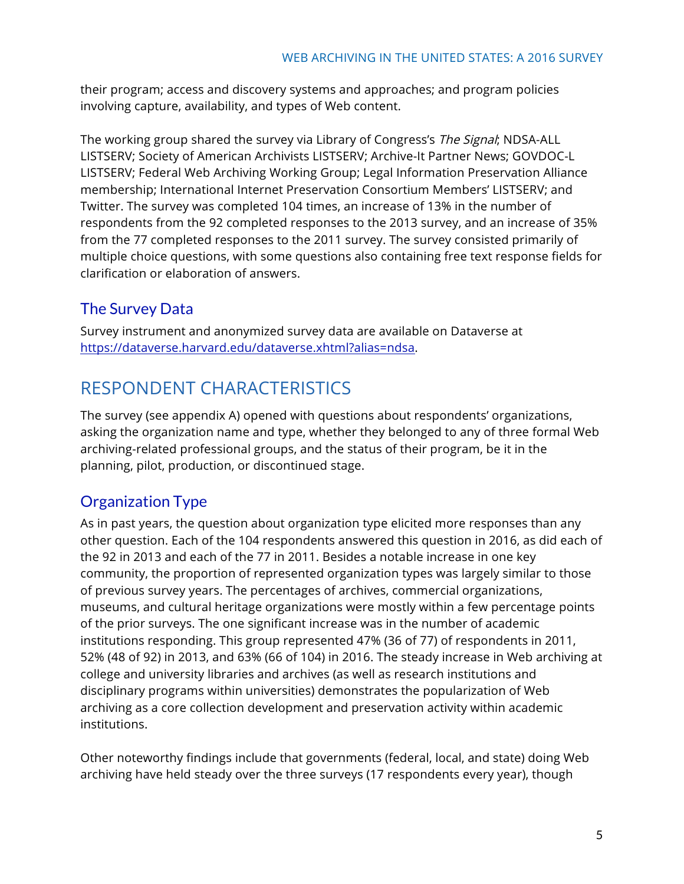their program; access and discovery systems and approaches; and program policies involving capture, availability, and types of Web content.

The working group shared the survey via Library of Congress's *The Signal*; NDSA-ALL LISTSERV; Society of American Archivists LISTSERV; Archive-It Partner News; GOVDOC-L LISTSERV; Federal Web Archiving Working Group; Legal Information Preservation Alliance membership; International Internet Preservation Consortium Members' LISTSERV; and Twitter. The survey was completed 104 times, an increase of 13% in the number of respondents from the 92 completed responses to the 2013 survey, and an increase of 35% from the 77 completed responses to the 2011 survey. The survey consisted primarily of multiple choice questions, with some questions also containing free text response fields for clarification or elaboration of answers.

## The Survey Data

Survey instrument and anonymized survey data are available on Dataverse at [https://dataverse.harvard.edu/dataverse.xhtml?alias=ndsa](https://dataverse.harvard.edu/dataverse.xhtml?alias=ndsa).

# RESPONDENT CHARACTERISTICS

The survey (see appendix A) opened with questions about respondents' organizations, asking the organization name and type, whether they belonged to any of three formal Web archiving-related professional groups, and the status of their program, be it in the planning, pilot, production, or discontinued stage.

## Organization Type

As in past years, the question about organization type elicited more responses than any other question. Each of the 104 respondents answered this question in 2016, as did each of the 92 in 2013 and each of the 77 in 2011. Besides a notable increase in one key community, the proportion of represented organization types was largely similar to those of previous survey years. The percentages of archives, commercial organizations, museums, and cultural heritage organizations were mostly within a few percentage points of the prior surveys. The one significant increase was in the number of academic institutions responding. This group represented 47% (36 of 77) of respondents in 2011, 52% (48 of 92) in 2013, and 63% (66 of 104) in 2016. The steady increase in Web archiving at college and university libraries and archives (as well as research institutions and disciplinary programs within universities) demonstrates the popularization of Web archiving as a core collection development and preservation activity within academic institutions.

Other noteworthy findings include that governments (federal, local, and state) doing Web archiving have held steady over the three surveys (17 respondents every year), though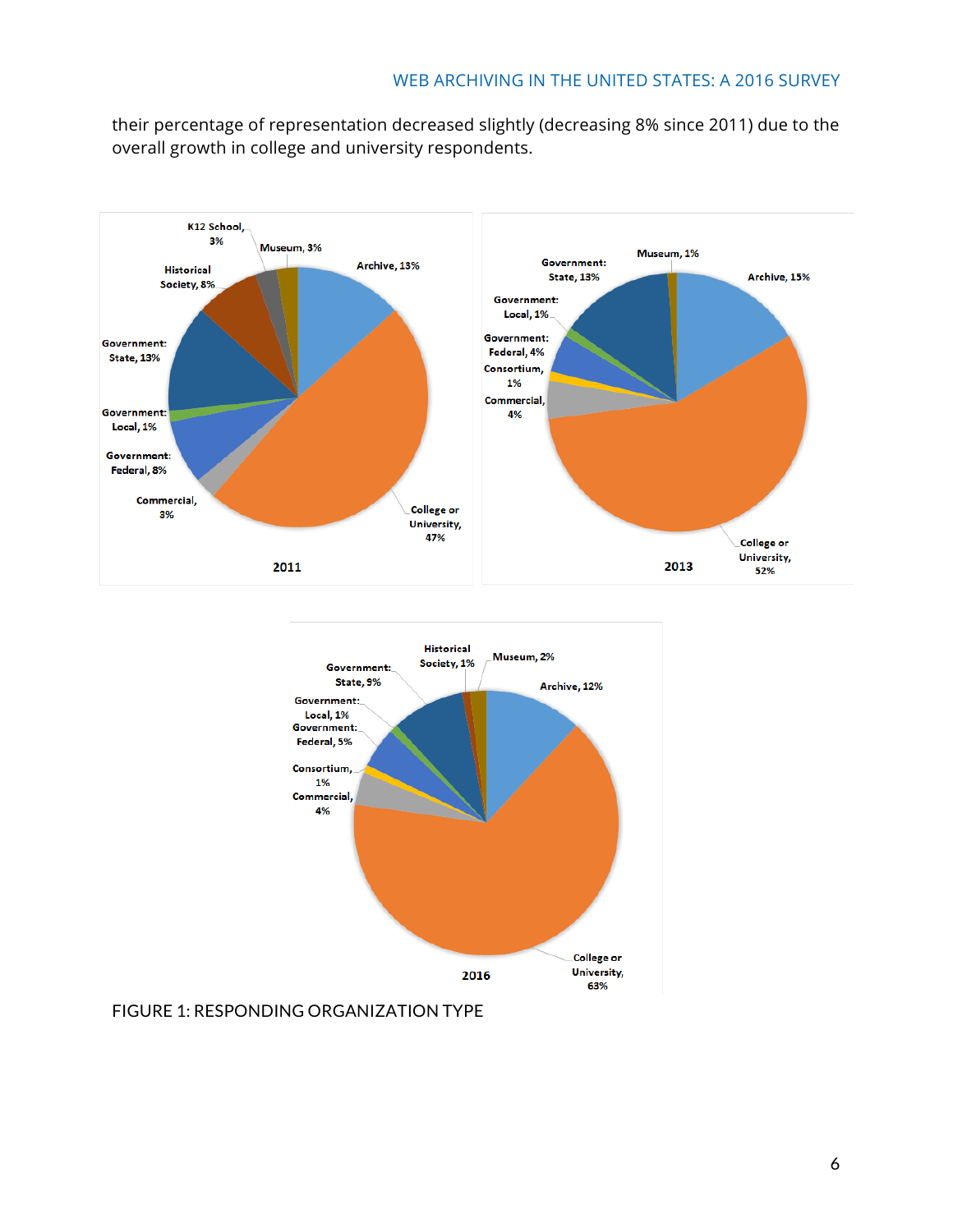their percentage of representation decreased slightly (decreasing 8% since 2011) due to the overall growth in college and university respondents.

FIGURE 1: RESPONDING ORGANIZATION TYPE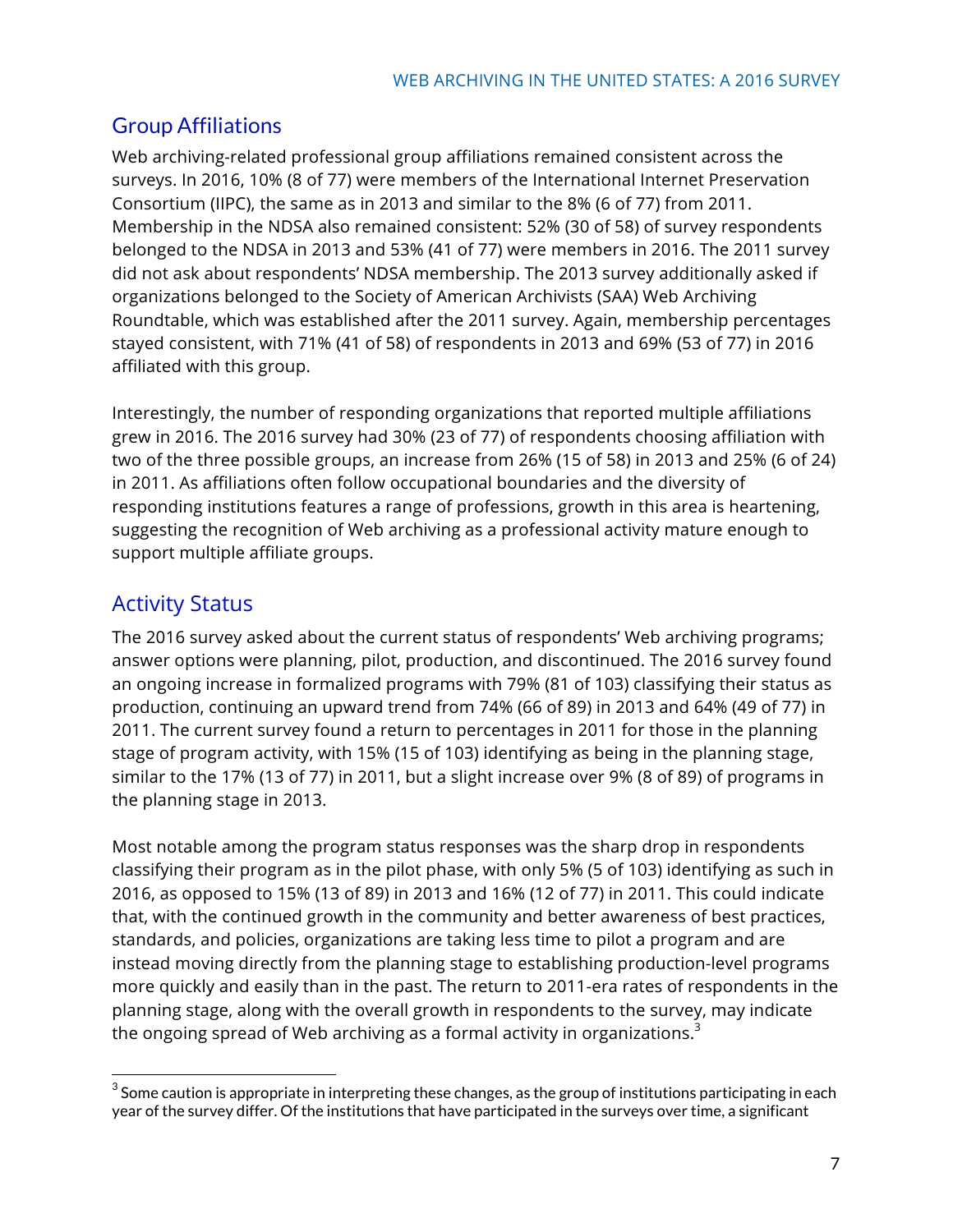## Group Affiliations

Web archiving-related professional group affiliations remained consistent across the surveys. In 2016, 10% (8 of 77) were members of the International Internet Preservation Consortium (IIPC), the same as in 2013 and similar to the 8% (6 of 77) from 2011. Membership in the NDSA also remained consistent: 52% (30 of 58) of survey respondents belonged to the NDSA in 2013 and 53% (41 of 77) were members in 2016. The 2011 survey did not ask about respondents' NDSA membership. The 2013 survey additionally asked if organizations belonged to the Society of American Archivists (SAA) Web Archiving Roundtable, which was established after the 2011 survey. Again, membership percentages stayed consistent, with 71% (41 of 58) of respondents in 2013 and 69% (53 of 77) in 2016 affiliated with this group.

Interestingly, the number of responding organizations that reported multiple affiliations grew in 2016. The 2016 survey had 30% (23 of 77) of respondents choosing affiliation with two of the three possible groups, an increase from 26% (15 of 58) in 2013 and 25% (6 of 24) in 2011. As affiliations often follow occupational boundaries and the diversity of responding institutions features a range of professions, growth in this area is heartening, suggesting the recognition of Web archiving as a professional activity mature enough to support multiple affiliate groups.

## Activity Status

The 2016 survey asked about the current status of respondents' Web archiving programs; answer options were planning, pilot, production, and discontinued. The 2016 survey found an ongoing increase in formalized programs with 79% (81 of 103) classifying their status as production, continuing an upward trend from 74% (66 of 89) in 2013 and 64% (49 of 77) in 2011. The current survey found a return to percentages in 2011 for those in the planning stage of program activity, with 15% (15 of 103) identifying as being in the planning stage, similar to the 17% (13 of 77) in 2011, but a slight increase over 9% (8 of 89) of programs in the planning stage in 2013.

Most notable among the program status responses was the sharp drop in respondents classifying their program as in the pilot phase, with only 5% (5 of 103) identifying as such in 2016, as opposed to 15% (13 of 89) in 2013 and 16% (12 of 77) in 2011. This could indicate that, with the continued growth in the community and better awareness of best practices, standards, and policies, organizations are taking less time to pilot a program and are instead moving directly from the planning stage to establishing production-level programs more quickly and easily than in the past. The return to 2011-era rates of respondents in the planning stage, along with the overall growth in respondents to the survey, may indicate the ongoing spread of Web archiving as a formal activity in organizations.[3]

[3] Some caution is appropriate in interpreting these changes, as the group of institutions participating in each year of the survey differ. Of the institutions that have participated in the surveys over time, a significant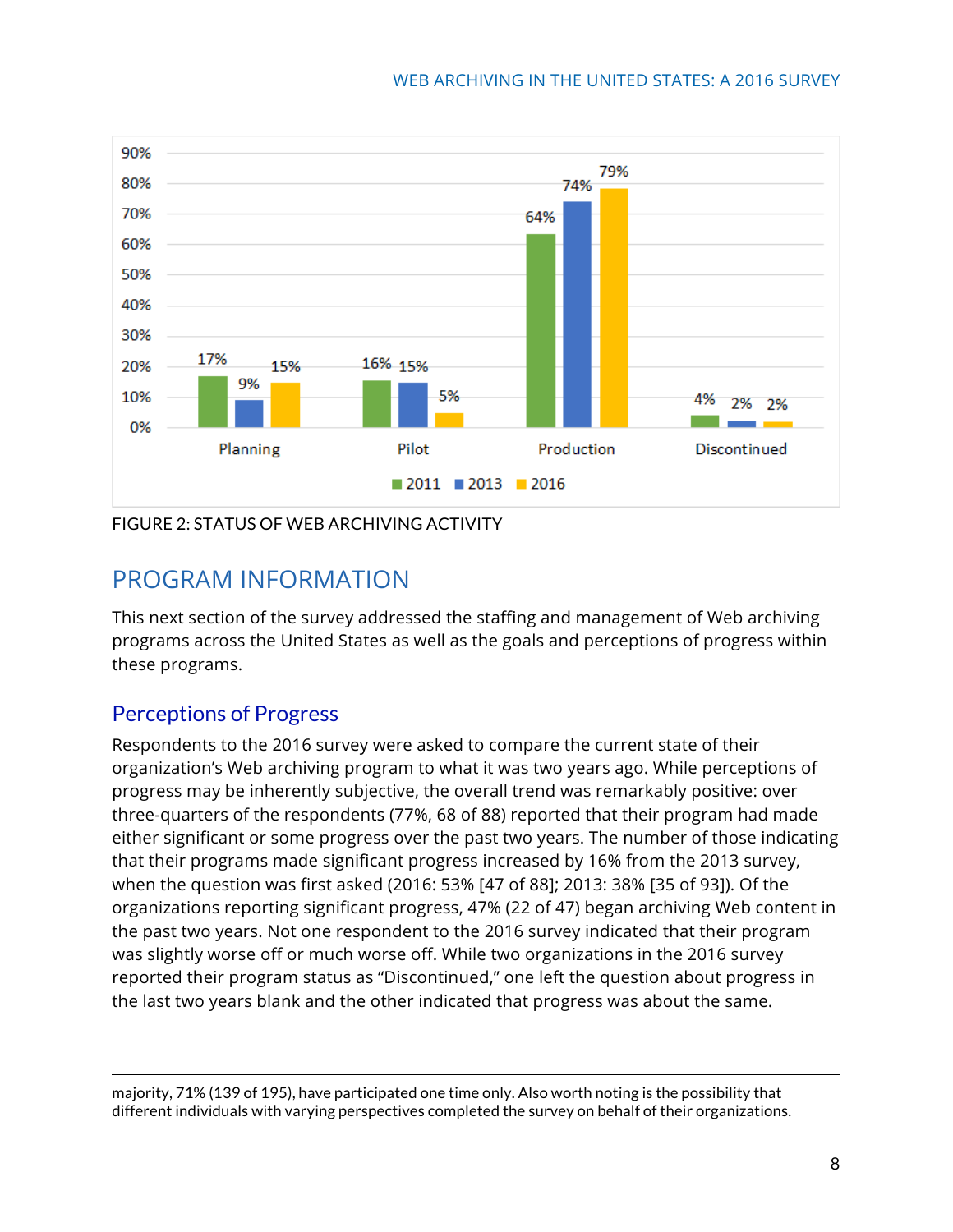| | 2011 | 2013 | 2016 |
|---|---|---|---|
| Planning | 17% | 9% | 15% |
| Pilot | 16% | 15% | 5% |
| Production | 64% | 74% | 79% |
| Discontinued | 4% | 2% | 2% |

FIGURE 2: STATUS OF WEB ARCHIVING ACTIVITY

# PROGRAM INFORMATION

This next section of the survey addressed the staffing and management of Web archiving programs across the United States as well as the goals and perceptions of progress within these programs.

## Perceptions of Progress

Respondents to the 2016 survey were asked to compare the current state of their organization's Web archiving program to what it was two years ago. While perceptions of progress may be inherently subjective, the overall trend was remarkably positive: over three-quarters of the respondents (77%, 68 of 88) reported that their program had made either significant or some progress over the past two years. The number of those indicating that their programs made significant progress increased by 16% from the 2013 survey, when the question was first asked (2016: 53% [47 of 88]; 2013: 38% [35 of 93]). Of the organizations reporting significant progress, 47% (22 of 47) began archiving Web content in the past two years. Not one respondent to the 2016 survey indicated that their program was slightly worse off or much worse off. While two organizations in the 2016 survey reported their program status as "Discontinued," one left the question about progress in the last two years blank and the other indicated that progress was about the same.

---

majority, 71% (139 of 195), have participated one time only. Also worth noting is the possibility that different individuals with varying perspectives completed the survey on behalf of their organizations.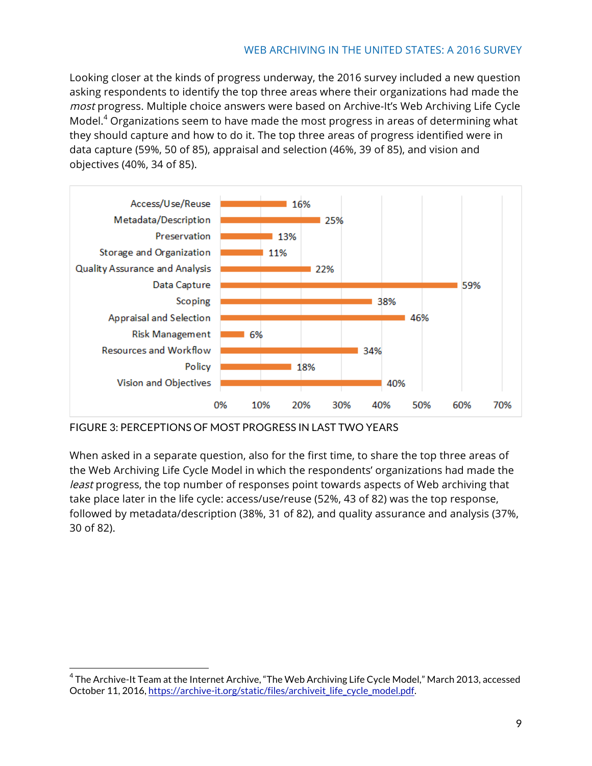Looking closer at the kinds of progress underway, the 2016 survey included a new question asking respondents to identify the top three areas where their organizations had made the *most* progress. Multiple choice answers were based on Archive-It's Web Archiving Life Cycle Model.[4] Organizations seem to have made the most progress in areas of determining what they should capture and how to do it. The top three areas of progress identified were in data capture (59%, 50 of 85), appraisal and selection (46%, 39 of 85), and vision and objectives (40%, 34 of 85).

| Area | Percentage |
|---|---|
| Access/Use/Reuse | 16% |
| Metadata/Description | 25% |
| Preservation | 13% |
| Storage and Organization | 11% |
| Quality Assurance and Analysis | 22% |
| Data Capture | 59% |
| Scoping | 38% |
| Appraisal and Selection | 46% |
| Risk Management | 6% |
| Resources and Workflow | 34% |
| Policy | 18% |
| Vision and Objectives | 40% |

FIGURE 3: PERCEPTIONS OF MOST PROGRESS IN LAST TWO YEARS

When asked in a separate question, also for the first time, to share the top three areas of the Web Archiving Life Cycle Model in which the respondents' organizations had made the *least* progress, the top number of responses point towards aspects of Web archiving that take place later in the life cycle: access/use/reuse (52%, 43 of 82) was the top response, followed by metadata/description (38%, 31 of 82), and quality assurance and analysis (37%, 30 of 82).

---

[4] The Archive-It Team at the Internet Archive, "The Web Archiving Life Cycle Model," March 2013, accessed October 11, 2016, https://archive-it.org/static/files/archiveit_life_cycle_model.pdf.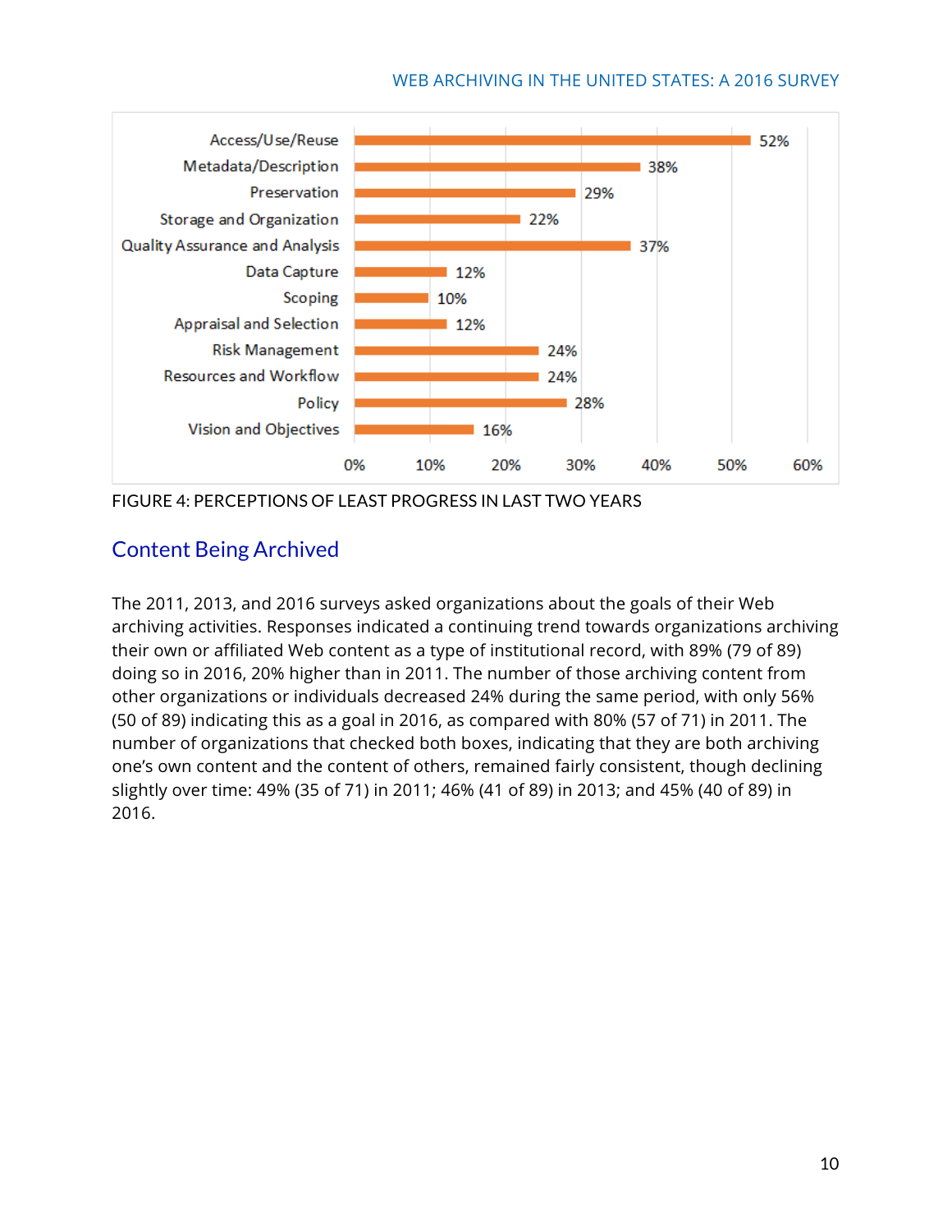| Category | Percentage |
|---|---|
| Access/Use/Reuse | 52% |
| Metadata/Description | 38% |
| Preservation | 29% |
| Storage and Organization | 22% |
| Quality Assurance and Analysis | 37% |
| Data Capture | 12% |
| Scoping | 10% |
| Appraisal and Selection | 12% |
| Risk Management | 24% |
| Resources and Workflow | 24% |
| Policy | 28% |
| Vision and Objectives | 16% |

FIGURE 4: PERCEPTIONS OF LEAST PROGRESS IN LAST TWO YEARS

## Content Being Archived

The 2011, 2013, and 2016 surveys asked organizations about the goals of their Web archiving activities. Responses indicated a continuing trend towards organizations archiving their own or affiliated Web content as a type of institutional record, with 89% (79 of 89) doing so in 2016, 20% higher than in 2011. The number of those archiving content from other organizations or individuals decreased 24% during the same period, with only 56% (50 of 89) indicating this as a goal in 2016, as compared with 80% (57 of 71) in 2011. The number of organizations that checked both boxes, indicating that they are both archiving one's own content and the content of others, remained fairly consistent, though declining slightly over time: 49% (35 of 71) in 2011; 46% (41 of 89) in 2013; and 45% (40 of 89) in 2016.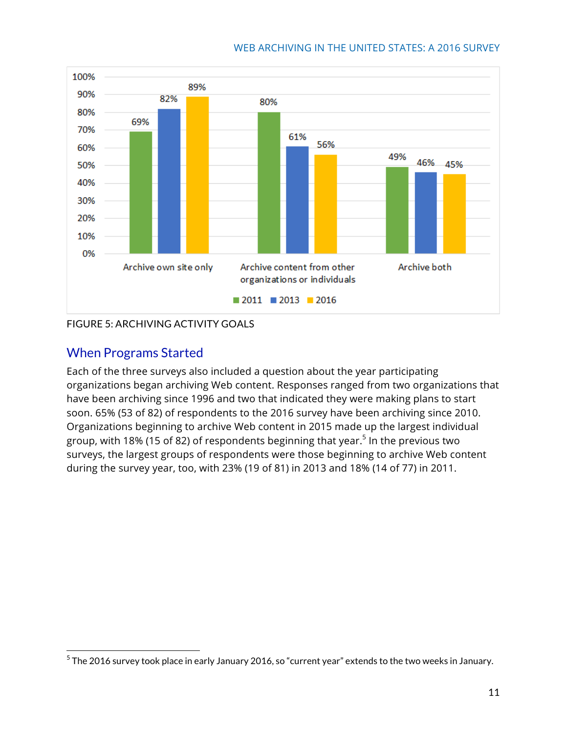FIGURE 5: ARCHIVING ACTIVITY GOALS

## When Programs Started

Each of the three surveys also included a question about the year participating organizations began archiving Web content. Responses ranged from two organizations that have been archiving since 1996 and two that indicated they were making plans to start soon. 65% (53 of 82) of respondents to the 2016 survey have been archiving since 2010. Organizations beginning to archive Web content in 2015 made up the largest individual group, with 18% (15 of 82) of respondents beginning that year.[5] In the previous two surveys, the largest groups of respondents were those beginning to archive Web content during the survey year, too, with 23% (19 of 81) in 2013 and 18% (14 of 77) in 2011.

[5] The 2016 survey took place in early January 2016, so "current year" extends to the two weeks in January.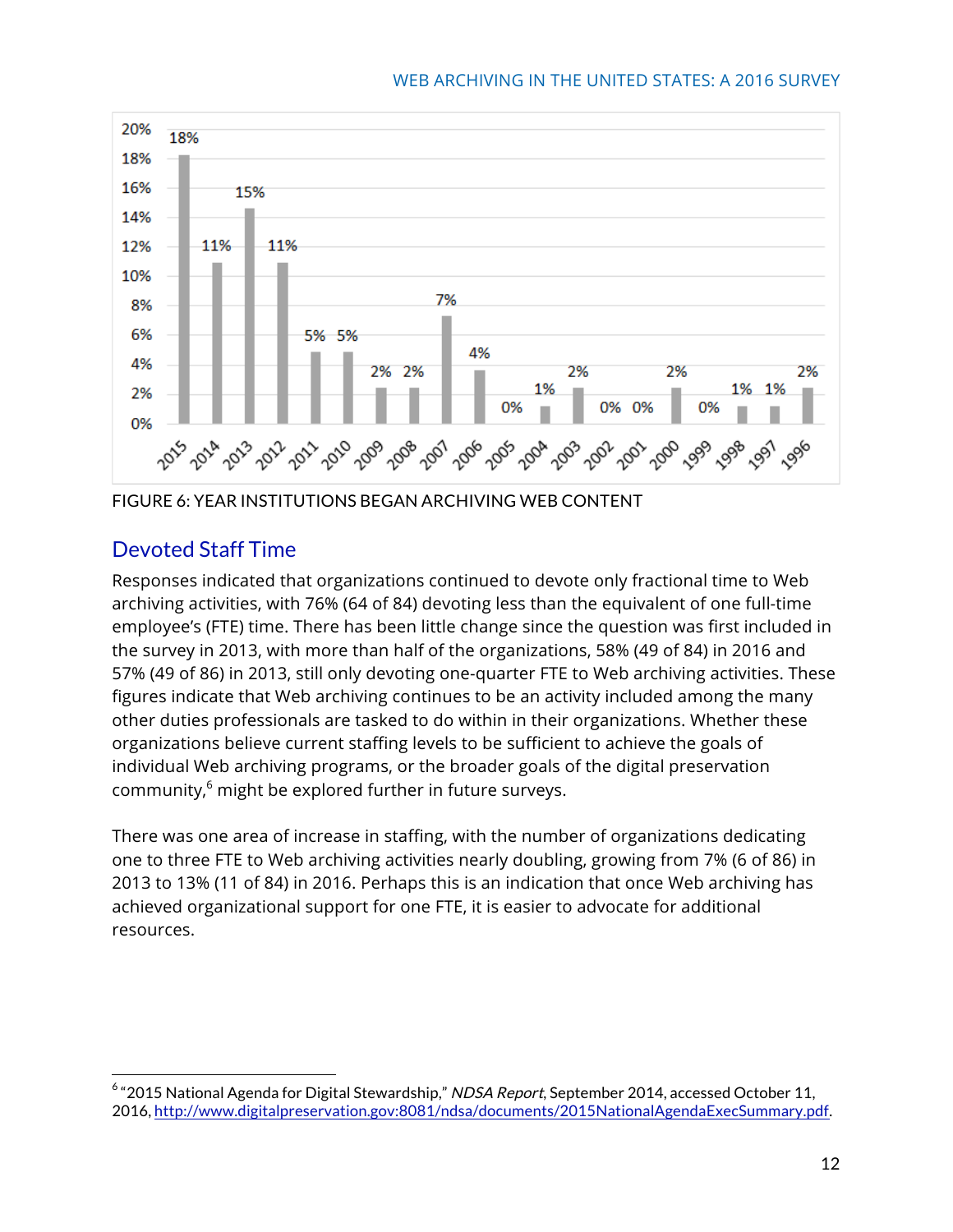FIGURE 6: YEAR INSTITUTIONS BEGAN ARCHIVING WEB CONTENT

## Devoted Staff Time

Responses indicated that organizations continued to devote only fractional time to Web archiving activities, with 76% (64 of 84) devoting less than the equivalent of one full-time employee's (FTE) time. There has been little change since the question was first included in the survey in 2013, with more than half of the organizations, 58% (49 of 84) in 2016 and 57% (49 of 86) in 2013, still only devoting one-quarter FTE to Web archiving activities. These figures indicate that Web archiving continues to be an activity included among the many other duties professionals are tasked to do within in their organizations. Whether these organizations believe current staffing levels to be sufficient to achieve the goals of individual Web archiving programs, or the broader goals of the digital preservation community,[6] might be explored further in future surveys.

There was one area of increase in staffing, with the number of organizations dedicating one to three FTE to Web archiving activities nearly doubling, growing from 7% (6 of 86) in 2013 to 13% (11 of 84) in 2016. Perhaps this is an indication that once Web archiving has achieved organizational support for one FTE, it is easier to advocate for additional resources.

[6] "2015 National Agenda for Digital Stewardship," *NDSA Report*, September 2014, accessed October 11, 2016, http://www.digitalpreservation.gov:8081/ndsa/documents/2015NationalAgendaExecSummary.pdf.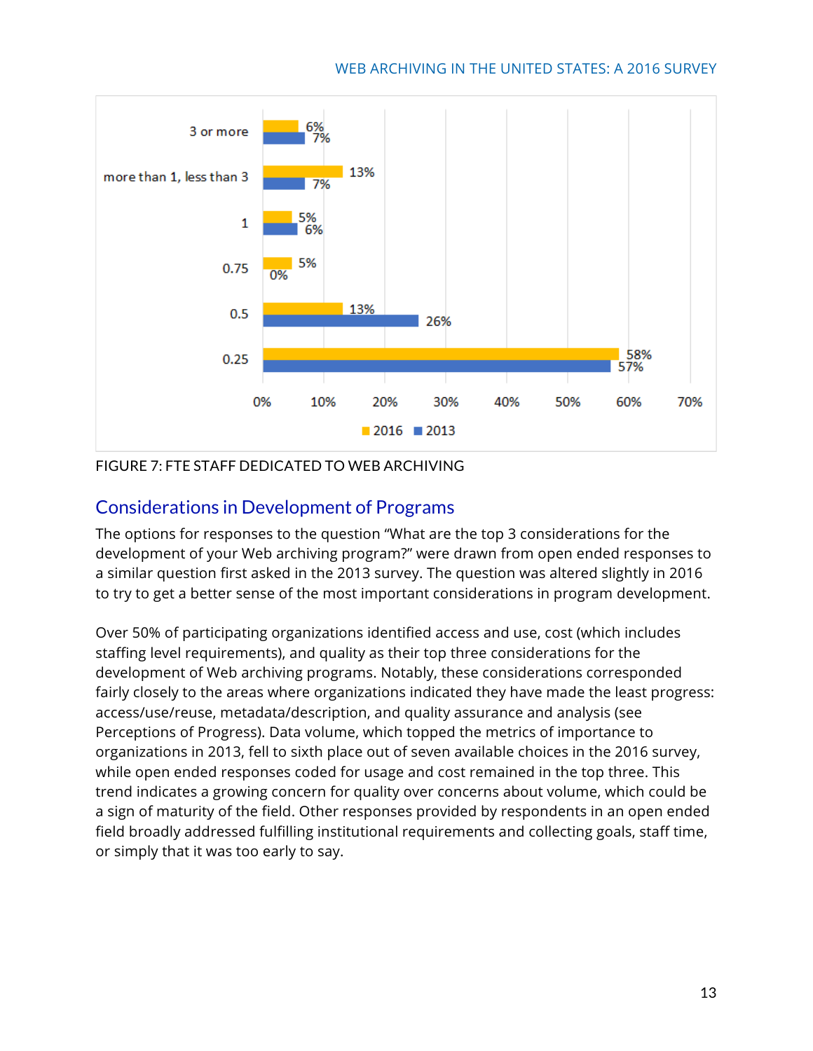| FTE staff | 2016 | 2013 |
| --- | --- | --- |
| 3 or more | 6% | 7% |
| more than 1, less than 3 | 13% | 7% |
| 1 | 5% | 6% |
| 0.75 | 5% | 0% |
| 0.5 | 13% | 26% |
| 0.25 | 58% | 57% |

FIGURE 7: FTE STAFF DEDICATED TO WEB ARCHIVING

## Considerations in Development of Programs

The options for responses to the question "What are the top 3 considerations for the development of your Web archiving program?" were drawn from open ended responses to a similar question first asked in the 2013 survey. The question was altered slightly in 2016 to try to get a better sense of the most important considerations in program development.

Over 50% of participating organizations identified access and use, cost (which includes staffing level requirements), and quality as their top three considerations for the development of Web archiving programs. Notably, these considerations corresponded fairly closely to the areas where organizations indicated they have made the least progress: access/use/reuse, metadata/description, and quality assurance and analysis (see Perceptions of Progress). Data volume, which topped the metrics of importance to organizations in 2013, fell to sixth place out of seven available choices in the 2016 survey, while open ended responses coded for usage and cost remained in the top three. This trend indicates a growing concern for quality over concerns about volume, which could be a sign of maturity of the field. Other responses provided by respondents in an open ended field broadly addressed fulfilling institutional requirements and collecting goals, staff time, or simply that it was too early to say.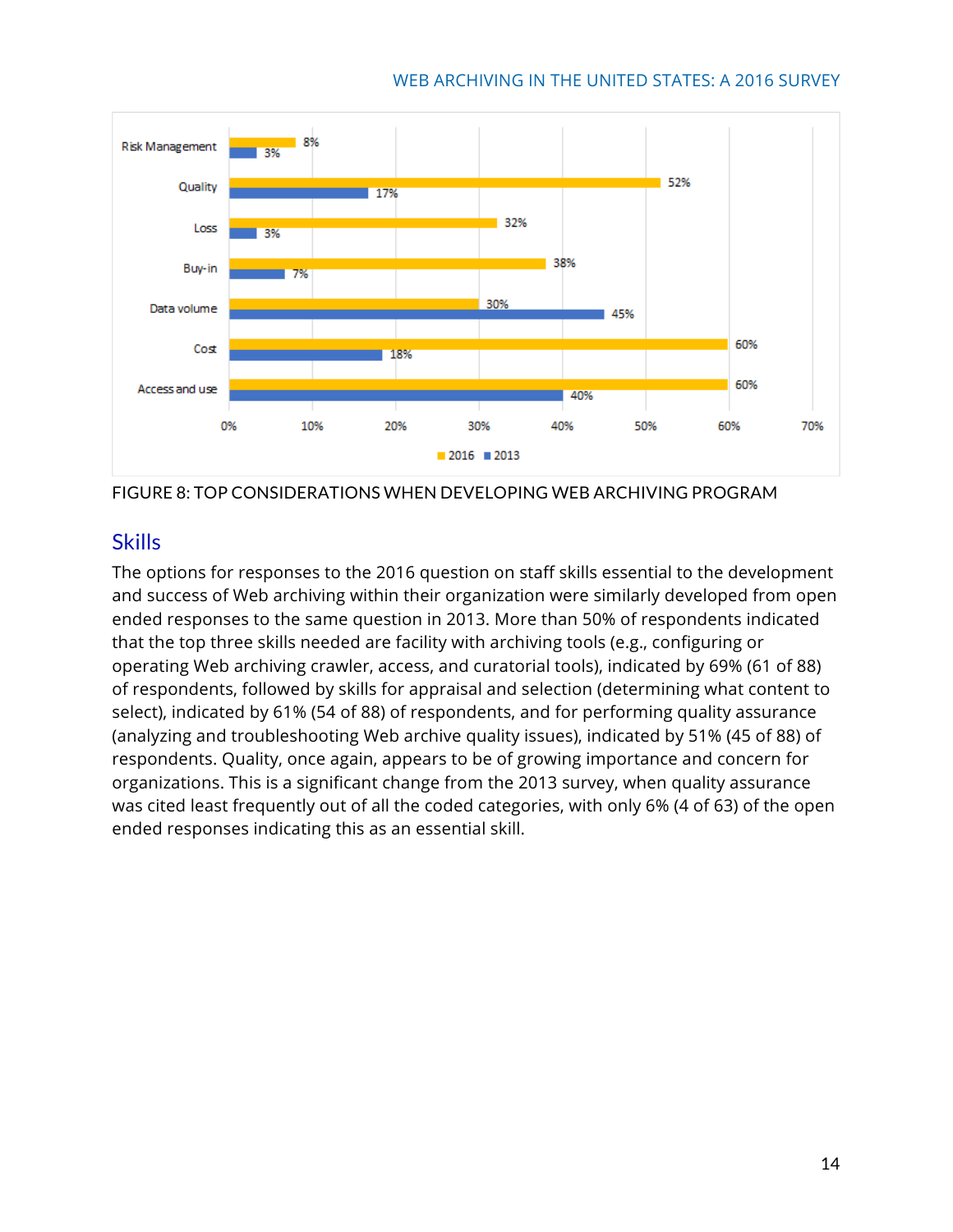FIGURE 8: TOP CONSIDERATIONS WHEN DEVELOPING WEB ARCHIVING PROGRAM

## Skills

The options for responses to the 2016 question on staff skills essential to the development and success of Web archiving within their organization were similarly developed from open ended responses to the same question in 2013. More than 50% of respondents indicated that the top three skills needed are facility with archiving tools (e.g., configuring or operating Web archiving crawler, access, and curatorial tools), indicated by 69% (61 of 88) of respondents, followed by skills for appraisal and selection (determining what content to select), indicated by 61% (54 of 88) of respondents, and for performing quality assurance (analyzing and troubleshooting Web archive quality issues), indicated by 51% (45 of 88) of respondents. Quality, once again, appears to be of growing importance and concern for organizations. This is a significant change from the 2013 survey, when quality assurance was cited least frequently out of all the coded categories, with only 6% (4 of 63) of the open ended responses indicating this as an essential skill.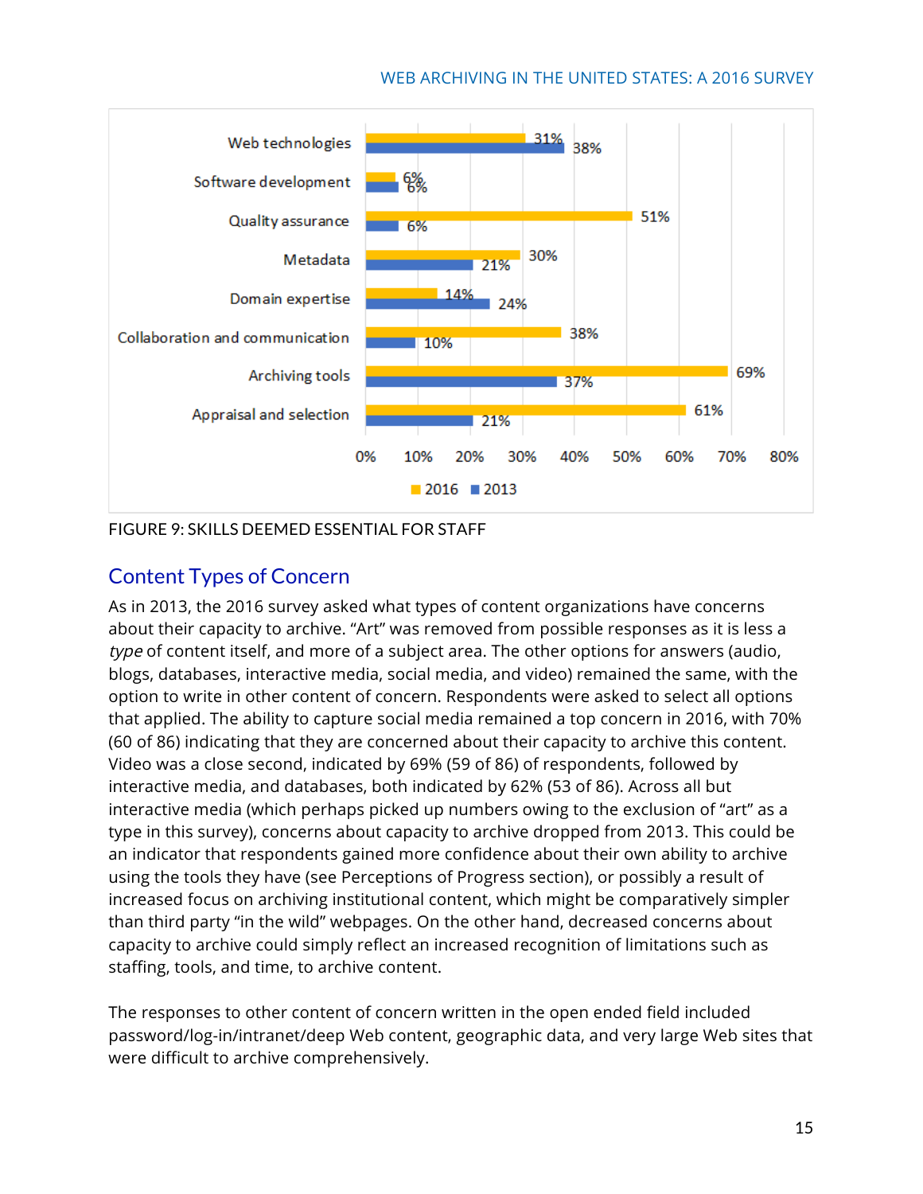| Skill | 2016 | 2013 |
|---|---|---|
| Web technologies | 31% | 38% |
| Software development | 6% | 6% |
| Quality assurance | 51% | 6% |
| Metadata | 30% | 21% |
| Domain expertise | 14% | 24% |
| Collaboration and communication | 38% | 10% |
| Archiving tools | 69% | 37% |
| Appraisal and selection | 61% | 21% |

FIGURE 9: SKILLS DEEMED ESSENTIAL FOR STAFF

## Content Types of Concern

As in 2013, the 2016 survey asked what types of content organizations have concerns about their capacity to archive. "Art" was removed from possible responses as it is less a *type* of content itself, and more of a subject area. The other options for answers (audio, blogs, databases, interactive media, social media, and video) remained the same, with the option to write in other content of concern. Respondents were asked to select all options that applied. The ability to capture social media remained a top concern in 2016, with 70% (60 of 86) indicating that they are concerned about their capacity to archive this content. Video was a close second, indicated by 69% (59 of 86) of respondents, followed by interactive media, and databases, both indicated by 62% (53 of 86). Across all but interactive media (which perhaps picked up numbers owing to the exclusion of "art" as a type in this survey), concerns about capacity to archive dropped from 2013. This could be an indicator that respondents gained more confidence about their own ability to archive using the tools they have (see Perceptions of Progress section), or possibly a result of increased focus on archiving institutional content, which might be comparatively simpler than third party "in the wild" webpages. On the other hand, decreased concerns about capacity to archive could simply reflect an increased recognition of limitations such as staffing, tools, and time, to archive content.

The responses to other content of concern written in the open ended field included password/log-in/intranet/deep Web content, geographic data, and very large Web sites that were difficult to archive comprehensively.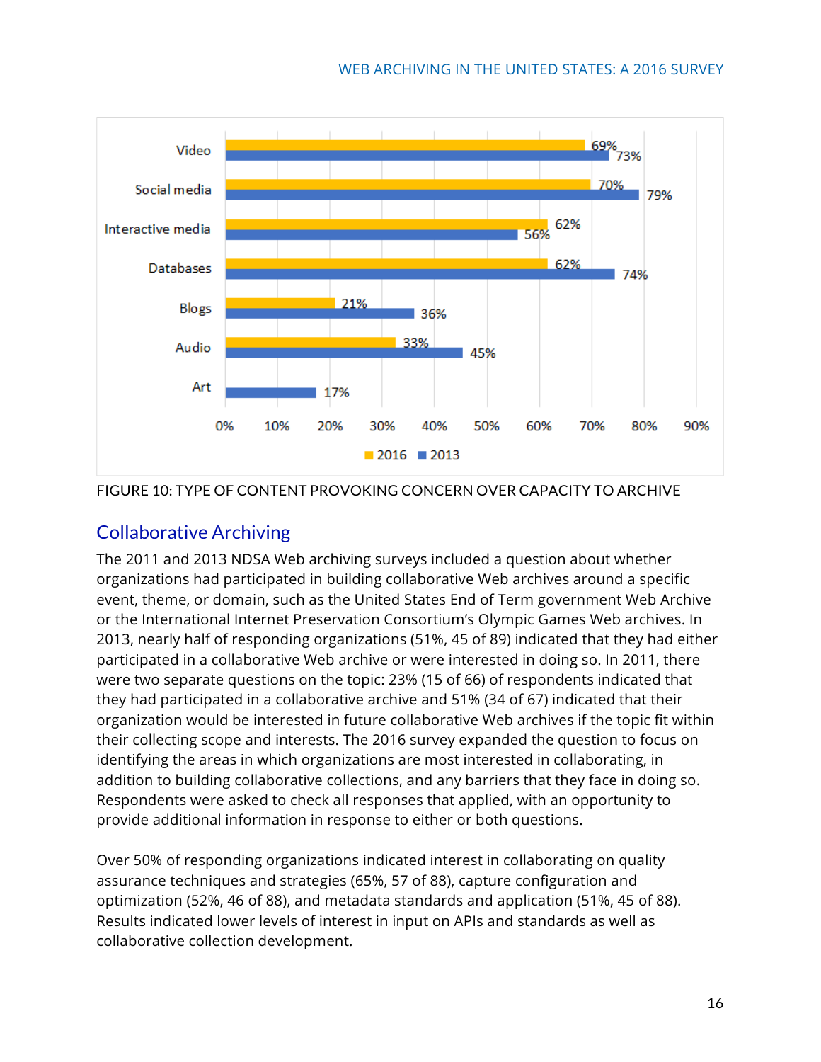| | 2016 | 2013 |
|---|---|---|
| Video | 69% | 73% |
| Social media | 70% | 79% |
| Interactive media | 62% | 56% |
| Databases | 62% | 74% |
| Blogs | 21% | 36% |
| Audio | 33% | 45% |
| Art | | 17% |

FIGURE 10: TYPE OF CONTENT PROVOKING CONCERN OVER CAPACITY TO ARCHIVE

## Collaborative Archiving

The 2011 and 2013 NDSA Web archiving surveys included a question about whether organizations had participated in building collaborative Web archives around a specific event, theme, or domain, such as the United States End of Term government Web Archive or the International Internet Preservation Consortium's Olympic Games Web archives. In 2013, nearly half of responding organizations (51%, 45 of 89) indicated that they had either participated in a collaborative Web archive or were interested in doing so. In 2011, there were two separate questions on the topic: 23% (15 of 66) of respondents indicated that they had participated in a collaborative archive and 51% (34 of 67) indicated that their organization would be interested in future collaborative Web archives if the topic fit within their collecting scope and interests. The 2016 survey expanded the question to focus on identifying the areas in which organizations are most interested in collaborating, in addition to building collaborative collections, and any barriers that they face in doing so. Respondents were asked to check all responses that applied, with an opportunity to provide additional information in response to either or both questions.

Over 50% of responding organizations indicated interest in collaborating on quality assurance techniques and strategies (65%, 57 of 88), capture configuration and optimization (52%, 46 of 88), and metadata standards and application (51%, 45 of 88). Results indicated lower levels of interest in input on APIs and standards as well as collaborative collection development.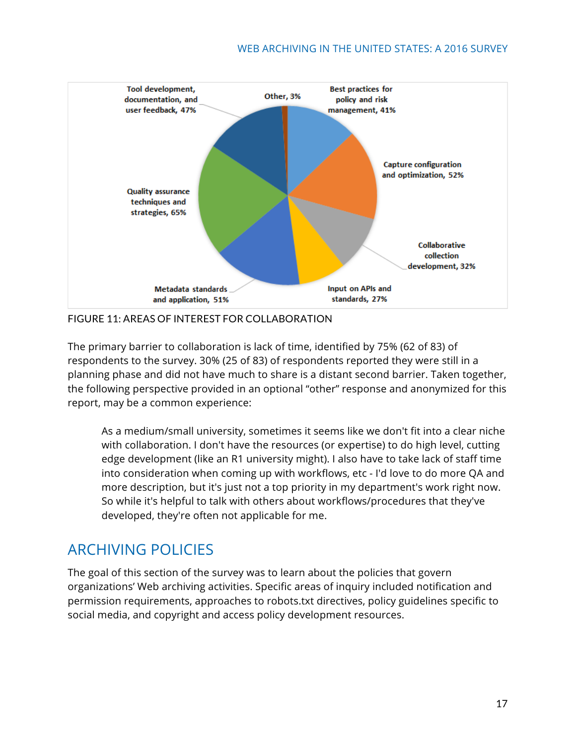Tool development, documentation, and user feedback, 47%

Other, 3%

Best practices for policy and risk management, 41%

Capture configuration and optimization, 52%

Collaborative collection development, 32%

Input on APIs and standards, 27%

Metadata standards and application, 51%

Quality assurance techniques and strategies, 65%

FIGURE 11: AREAS OF INTEREST FOR COLLABORATION

The primary barrier to collaboration is lack of time, identified by 75% (62 of 83) of respondents to the survey. 30% (25 of 83) of respondents reported they were still in a planning phase and did not have much to share is a distant second barrier. Taken together, the following perspective provided in an optional "other" response and anonymized for this report, may be a common experience:

> As a medium/small university, sometimes it seems like we don't fit into a clear niche with collaboration. I don't have the resources (or expertise) to do high level, cutting edge development (like an R1 university might). I also have to take lack of staff time into consideration when coming up with workflows, etc - I'd love to do more QA and more description, but it's just not a top priority in my department's work right now. So while it's helpful to talk with others about workflows/procedures that they've developed, they're often not applicable for me.

## ARCHIVING POLICIES

The goal of this section of the survey was to learn about the policies that govern organizations' Web archiving activities. Specific areas of inquiry included notification and permission requirements, approaches to robots.txt directives, policy guidelines specific to social media, and copyright and access policy development resources.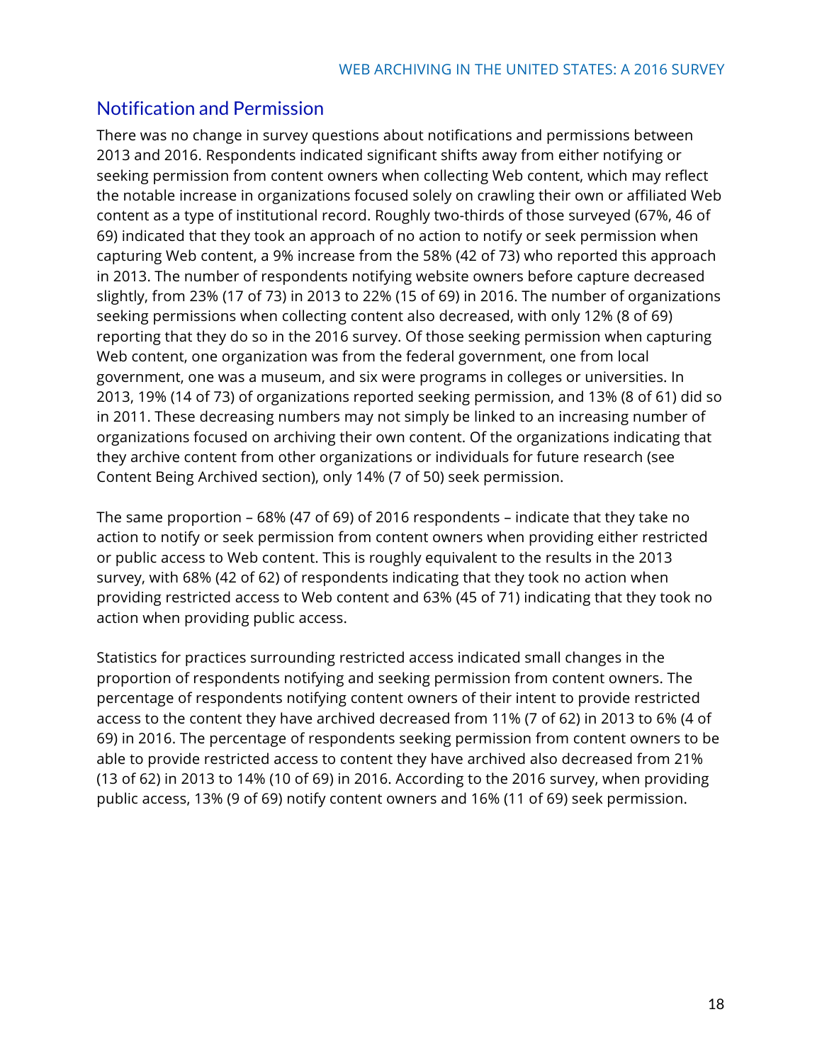## Notification and Permission

There was no change in survey questions about notifications and permissions between 2013 and 2016. Respondents indicated significant shifts away from either notifying or seeking permission from content owners when collecting Web content, which may reflect the notable increase in organizations focused solely on crawling their own or affiliated Web content as a type of institutional record. Roughly two-thirds of those surveyed (67%, 46 of 69) indicated that they took an approach of no action to notify or seek permission when capturing Web content, a 9% increase from the 58% (42 of 73) who reported this approach in 2013. The number of respondents notifying website owners before capture decreased slightly, from 23% (17 of 73) in 2013 to 22% (15 of 69) in 2016. The number of organizations seeking permissions when collecting content also decreased, with only 12% (8 of 69) reporting that they do so in the 2016 survey. Of those seeking permission when capturing Web content, one organization was from the federal government, one from local government, one was a museum, and six were programs in colleges or universities. In 2013, 19% (14 of 73) of organizations reported seeking permission, and 13% (8 of 61) did so in 2011. These decreasing numbers may not simply be linked to an increasing number of organizations focused on archiving their own content. Of the organizations indicating that they archive content from other organizations or individuals for future research (see Content Being Archived section), only 14% (7 of 50) seek permission.

The same proportion – 68% (47 of 69) of 2016 respondents – indicate that they take no action to notify or seek permission from content owners when providing either restricted or public access to Web content. This is roughly equivalent to the results in the 2013 survey, with 68% (42 of 62) of respondents indicating that they took no action when providing restricted access to Web content and 63% (45 of 71) indicating that they took no action when providing public access.

Statistics for practices surrounding restricted access indicated small changes in the proportion of respondents notifying and seeking permission from content owners. The percentage of respondents notifying content owners of their intent to provide restricted access to the content they have archived decreased from 11% (7 of 62) in 2013 to 6% (4 of 69) in 2016. The percentage of respondents seeking permission from content owners to be able to provide restricted access to content they have archived also decreased from 21% (13 of 62) in 2013 to 14% (10 of 69) in 2016. According to the 2016 survey, when providing public access, 13% (9 of 69) notify content owners and 16% (11 of 69) seek permission.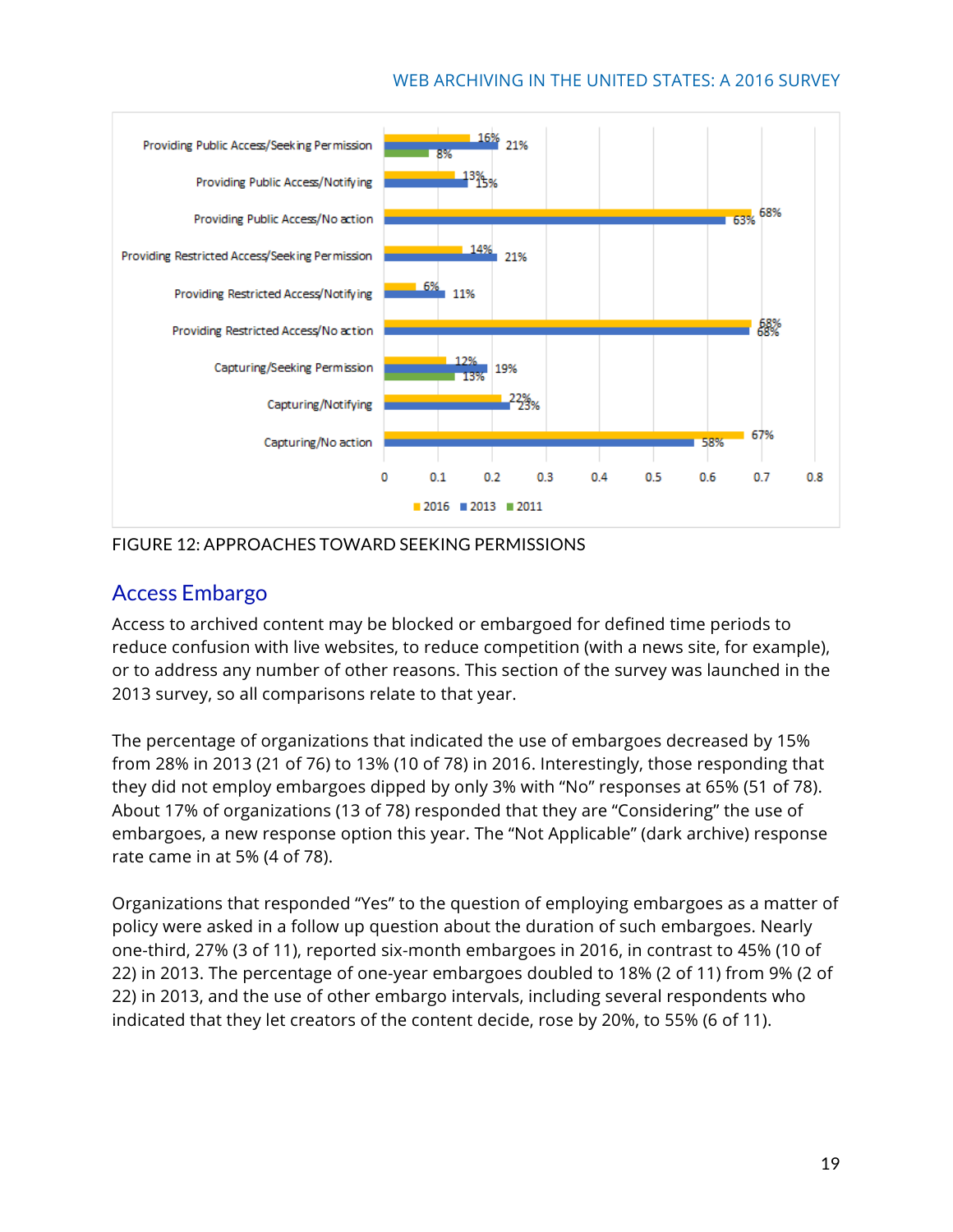FIGURE 12: APPROACHES TOWARD SEEKING PERMISSIONS

## Access Embargo

Access to archived content may be blocked or embargoed for defined time periods to reduce confusion with live websites, to reduce competition (with a news site, for example), or to address any number of other reasons. This section of the survey was launched in the 2013 survey, so all comparisons relate to that year.

The percentage of organizations that indicated the use of embargoes decreased by 15% from 28% in 2013 (21 of 76) to 13% (10 of 78) in 2016. Interestingly, those responding that they did not employ embargoes dipped by only 3% with "No" responses at 65% (51 of 78). About 17% of organizations (13 of 78) responded that they are "Considering" the use of embargoes, a new response option this year. The "Not Applicable" (dark archive) response rate came in at 5% (4 of 78).

Organizations that responded "Yes" to the question of employing embargoes as a matter of policy were asked in a follow up question about the duration of such embargoes. Nearly one-third, 27% (3 of 11), reported six-month embargoes in 2016, in contrast to 45% (10 of 22) in 2013. The percentage of one-year embargoes doubled to 18% (2 of 11) from 9% (2 of 22) in 2013, and the use of other embargo intervals, including several respondents who indicated that they let creators of the content decide, rose by 20%, to 55% (6 of 11).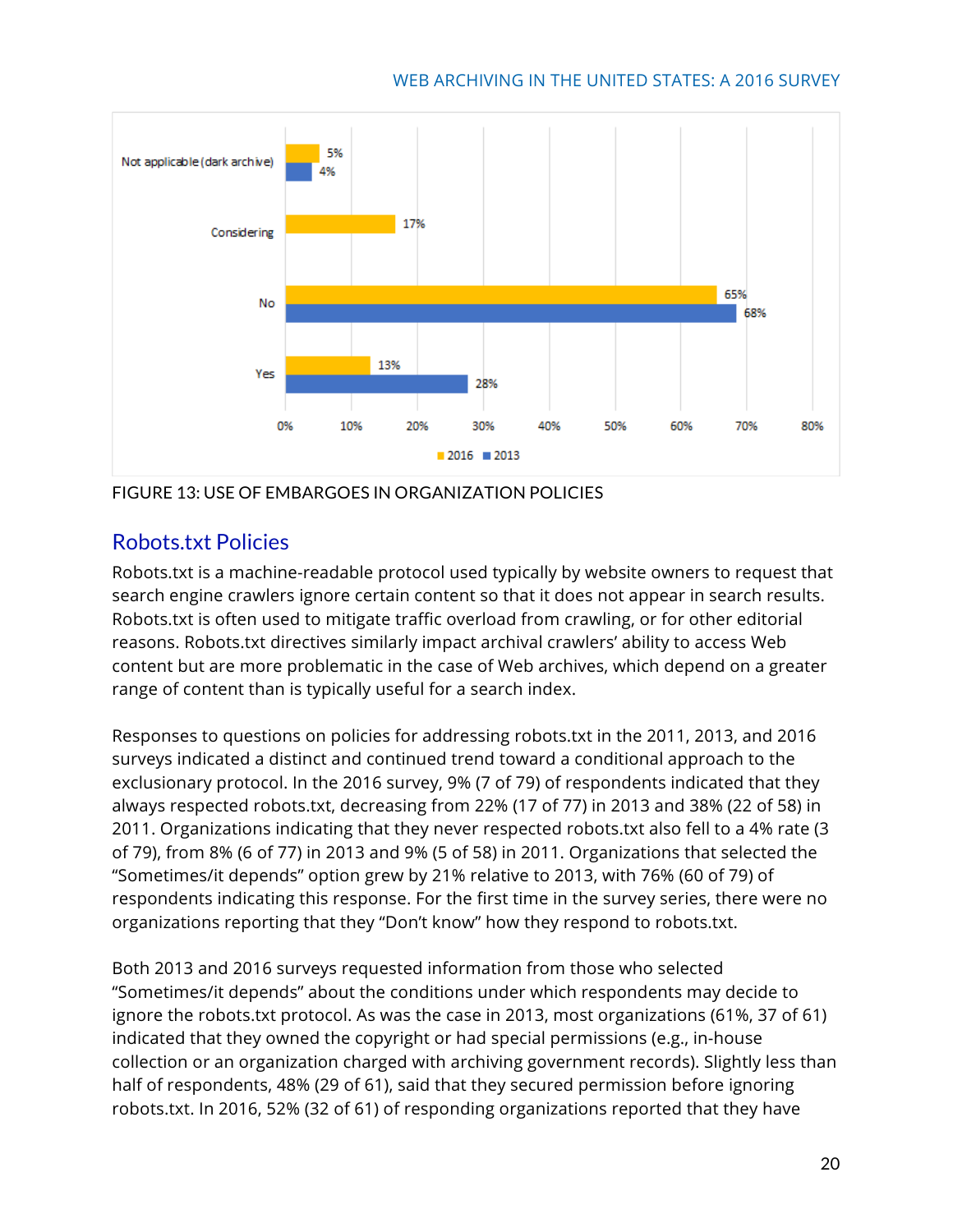| | 2016 | 2013 |
|---|---|---|
| Not applicable (dark archive) | 5% | 4% |
| Considering | 17% | |
| No | 65% | 68% |
| Yes | 13% | 28% |

FIGURE 13: USE OF EMBARGOES IN ORGANIZATION POLICIES

## Robots.txt Policies

Robots.txt is a machine-readable protocol used typically by website owners to request that search engine crawlers ignore certain content so that it does not appear in search results. Robots.txt is often used to mitigate traffic overload from crawling, or for other editorial reasons. Robots.txt directives similarly impact archival crawlers' ability to access Web content but are more problematic in the case of Web archives, which depend on a greater range of content than is typically useful for a search index.

Responses to questions on policies for addressing robots.txt in the 2011, 2013, and 2016 surveys indicated a distinct and continued trend toward a conditional approach to the exclusionary protocol. In the 2016 survey, 9% (7 of 79) of respondents indicated that they always respected robots.txt, decreasing from 22% (17 of 77) in 2013 and 38% (22 of 58) in 2011. Organizations indicating that they never respected robots.txt also fell to a 4% rate (3 of 79), from 8% (6 of 77) in 2013 and 9% (5 of 58) in 2011. Organizations that selected the "Sometimes/it depends" option grew by 21% relative to 2013, with 76% (60 of 79) of respondents indicating this response. For the first time in the survey series, there were no organizations reporting that they "Don't know" how they respond to robots.txt.

Both 2013 and 2016 surveys requested information from those who selected "Sometimes/it depends" about the conditions under which respondents may decide to ignore the robots.txt protocol. As was the case in 2013, most organizations (61%, 37 of 61) indicated that they owned the copyright or had special permissions (e.g., in-house collection or an organization charged with archiving government records). Slightly less than half of respondents, 48% (29 of 61), said that they secured permission before ignoring robots.txt. In 2016, 52% (32 of 61) of responding organizations reported that they have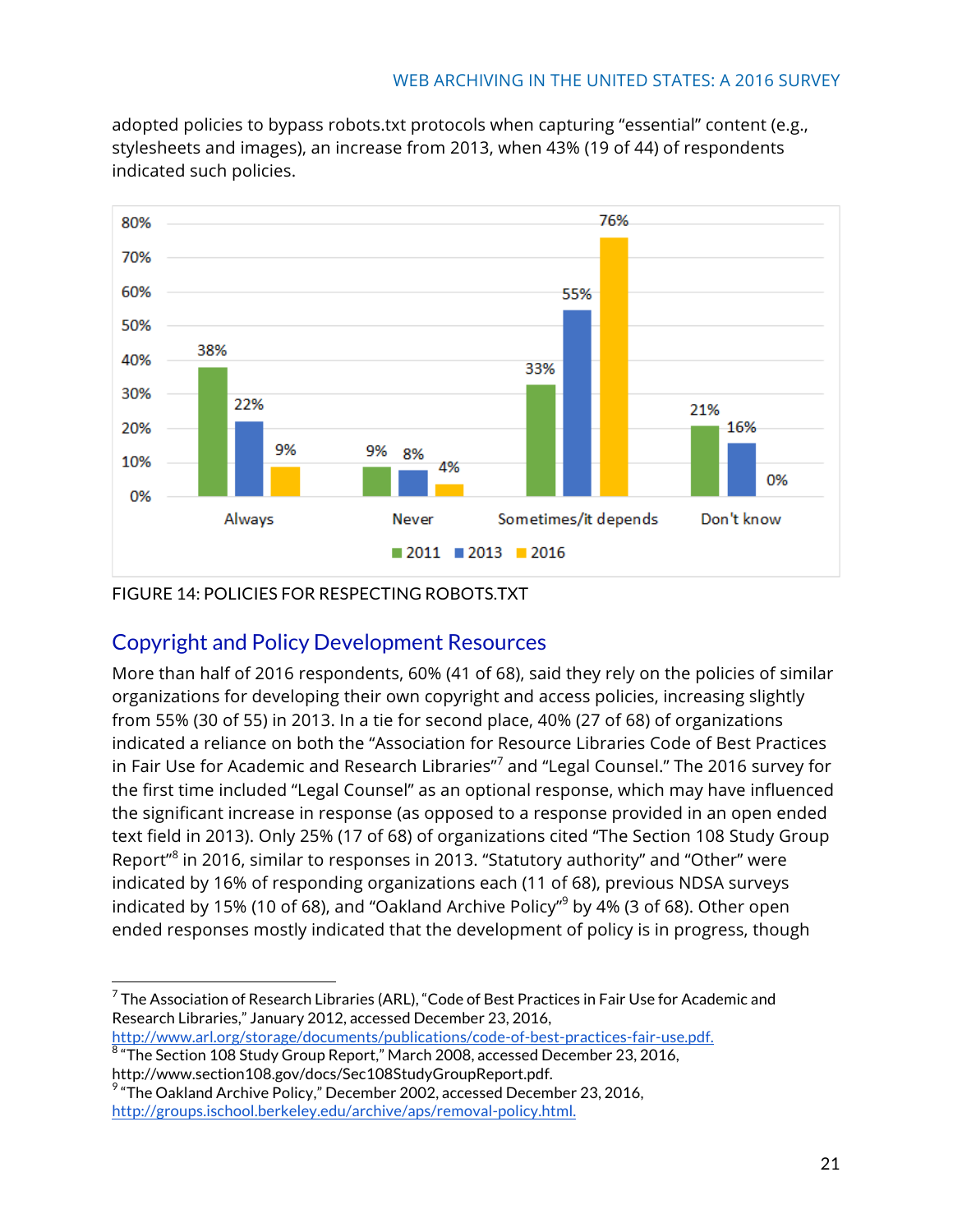adopted policies to bypass robots.txt protocols when capturing "essential" content (e.g., stylesheets and images), an increase from 2013, when 43% (19 of 44) of respondents indicated such policies.

FIGURE 14: POLICIES FOR RESPECTING ROBOTS.TXT

## Copyright and Policy Development Resources

More than half of 2016 respondents, 60% (41 of 68), said they rely on the policies of similar organizations for developing their own copyright and access policies, increasing slightly from 55% (30 of 55) in 2013. In a tie for second place, 40% (27 of 68) of organizations indicated a reliance on both the "Association for Resource Libraries Code of Best Practices in Fair Use for Academic and Research Libraries"[7] and "Legal Counsel." The 2016 survey for the first time included "Legal Counsel" as an optional response, which may have influenced the significant increase in response (as opposed to a response provided in an open ended text field in 2013). Only 25% (17 of 68) of organizations cited "The Section 108 Study Group Report"[8] in 2016, similar to responses in 2013. "Statutory authority" and "Other" were indicated by 16% of responding organizations each (11 of 68), previous NDSA surveys indicated by 15% (10 of 68), and "Oakland Archive Policy"[9] by 4% (3 of 68). Other open ended responses mostly indicated that the development of policy is in progress, though

[7] The Association of Research Libraries (ARL), "Code of Best Practices in Fair Use for Academic and Research Libraries," January 2012, accessed December 23, 2016, http://www.arl.org/storage/documents/publications/code-of-best-practices-fair-use.pdf.

[8] "The Section 108 Study Group Report," March 2008, accessed December 23, 2016, http://www.section108.gov/docs/Sec108StudyGroupReport.pdf.

[9] "The Oakland Archive Policy," December 2002, accessed December 23, 2016, http://groups.ischool.berkeley.edu/archive/aps/removal-policy.html.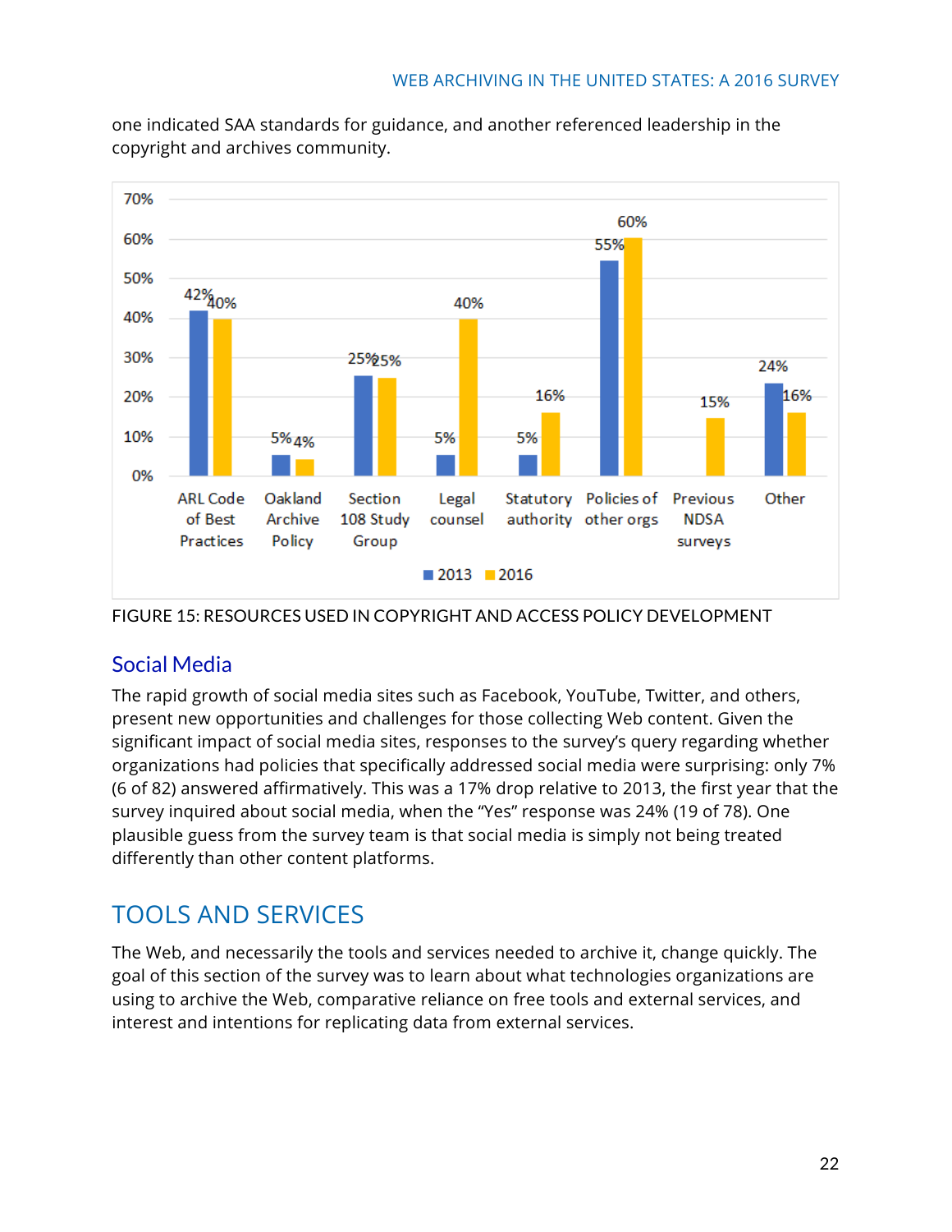one indicated SAA standards for guidance, and another referenced leadership in the copyright and archives community.

| | 2013 | 2016 |
|---|---|---|
| ARL Code of Best Practices | 42% | 40% |
| Oakland Archive Policy | 5% | 4% |
| Section 108 Study Group | 25% | 25% |
| Legal counsel | 5% | 40% |
| Statutory authority | 5% | 16% |
| Policies of other orgs | 55% | 60% |
| Previous NDSA surveys | | 15% |
| Other | 24% | 16% |

FIGURE 15: RESOURCES USED IN COPYRIGHT AND ACCESS POLICY DEVELOPMENT

## Social Media

The rapid growth of social media sites such as Facebook, YouTube, Twitter, and others, present new opportunities and challenges for those collecting Web content. Given the significant impact of social media sites, responses to the survey's query regarding whether organizations had policies that specifically addressed social media were surprising: only 7% (6 of 82) answered affirmatively. This was a 17% drop relative to 2013, the first year that the survey inquired about social media, when the "Yes" response was 24% (19 of 78). One plausible guess from the survey team is that social media is simply not being treated differently than other content platforms.

# TOOLS AND SERVICES

The Web, and necessarily the tools and services needed to archive it, change quickly. The goal of this section of the survey was to learn about what technologies organizations are using to archive the Web, comparative reliance on free tools and external services, and interest and intentions for replicating data from external services.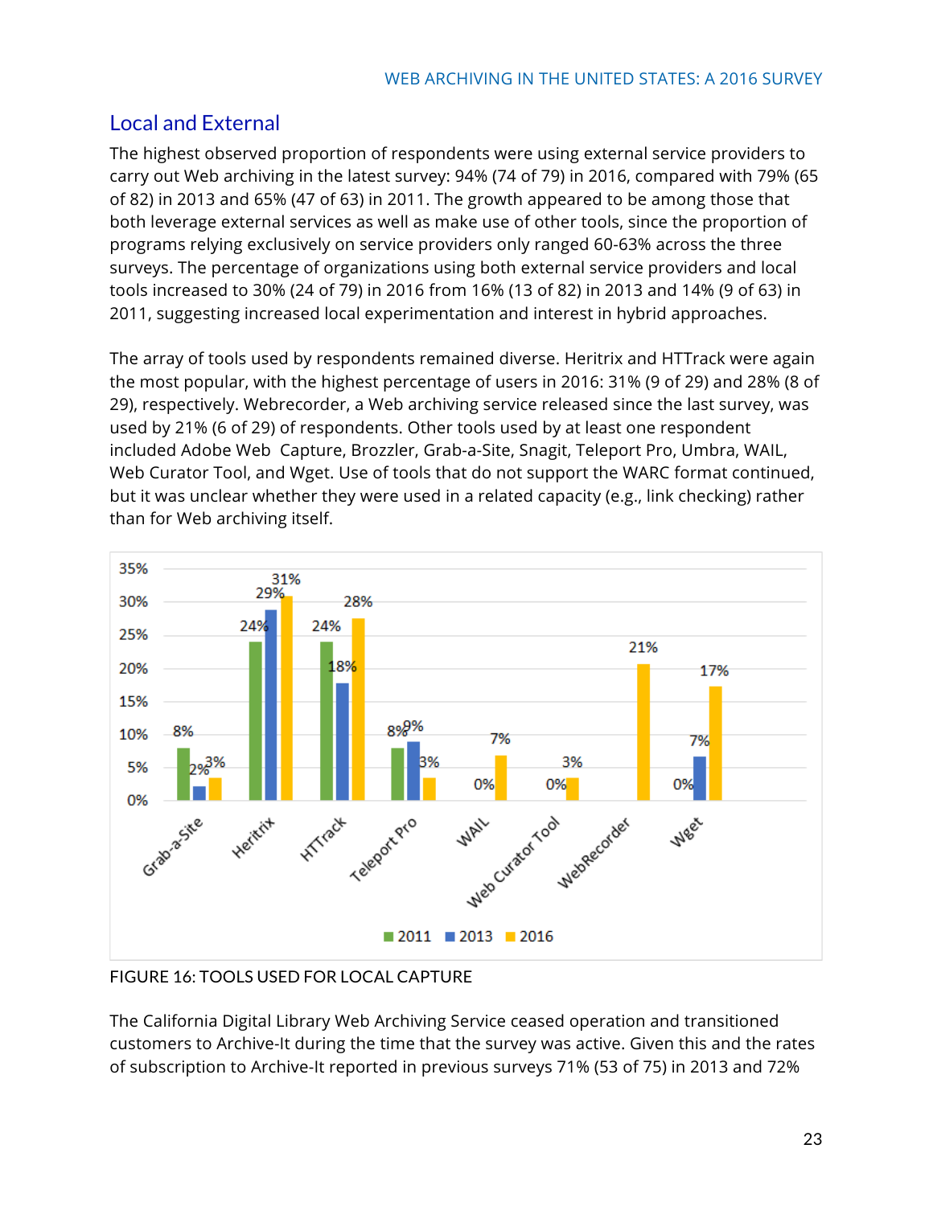## Local and External

The highest observed proportion of respondents were using external service providers to carry out Web archiving in the latest survey: 94% (74 of 79) in 2016, compared with 79% (65 of 82) in 2013 and 65% (47 of 63) in 2011. The growth appeared to be among those that both leverage external services as well as make use of other tools, since the proportion of programs relying exclusively on service providers only ranged 60-63% across the three surveys. The percentage of organizations using both external service providers and local tools increased to 30% (24 of 79) in 2016 from 16% (13 of 82) in 2013 and 14% (9 of 63) in 2011, suggesting increased local experimentation and interest in hybrid approaches.

The array of tools used by respondents remained diverse. Heritrix and HTTrack were again the most popular, with the highest percentage of users in 2016: 31% (9 of 29) and 28% (8 of 29), respectively. Webrecorder, a Web archiving service released since the last survey, was used by 21% (6 of 29) of respondents. Other tools used by at least one respondent included Adobe Web Capture, Brozzler, Grab-a-Site, Snagit, Teleport Pro, Umbra, WAIL, Web Curator Tool, and Wget. Use of tools that do not support the WARC format continued, but it was unclear whether they were used in a related capacity (e.g., link checking) rather than for Web archiving itself.

| Tool | 2011 | 2013 | 2016 |
|---|---|---|---|
| Grab-a-Site | 8% | 2% | 3% |
| Heritrix | 24% | 29% | 31% |
| HTTrack | 24% | 18% | 28% |
| Teleport Pro | 8% | 9% | 3% |
| WAIL | | 0% | 7% |
| Web Curator Tool | | 0% | 3% |
| WebRecorder | | | 21% |
| Wget | | 0% | 7% | 17% |

FIGURE 16: TOOLS USED FOR LOCAL CAPTURE

The California Digital Library Web Archiving Service ceased operation and transitioned customers to Archive-It during the time that the survey was active. Given this and the rates of subscription to Archive-It reported in previous surveys 71% (53 of 75) in 2013 and 72%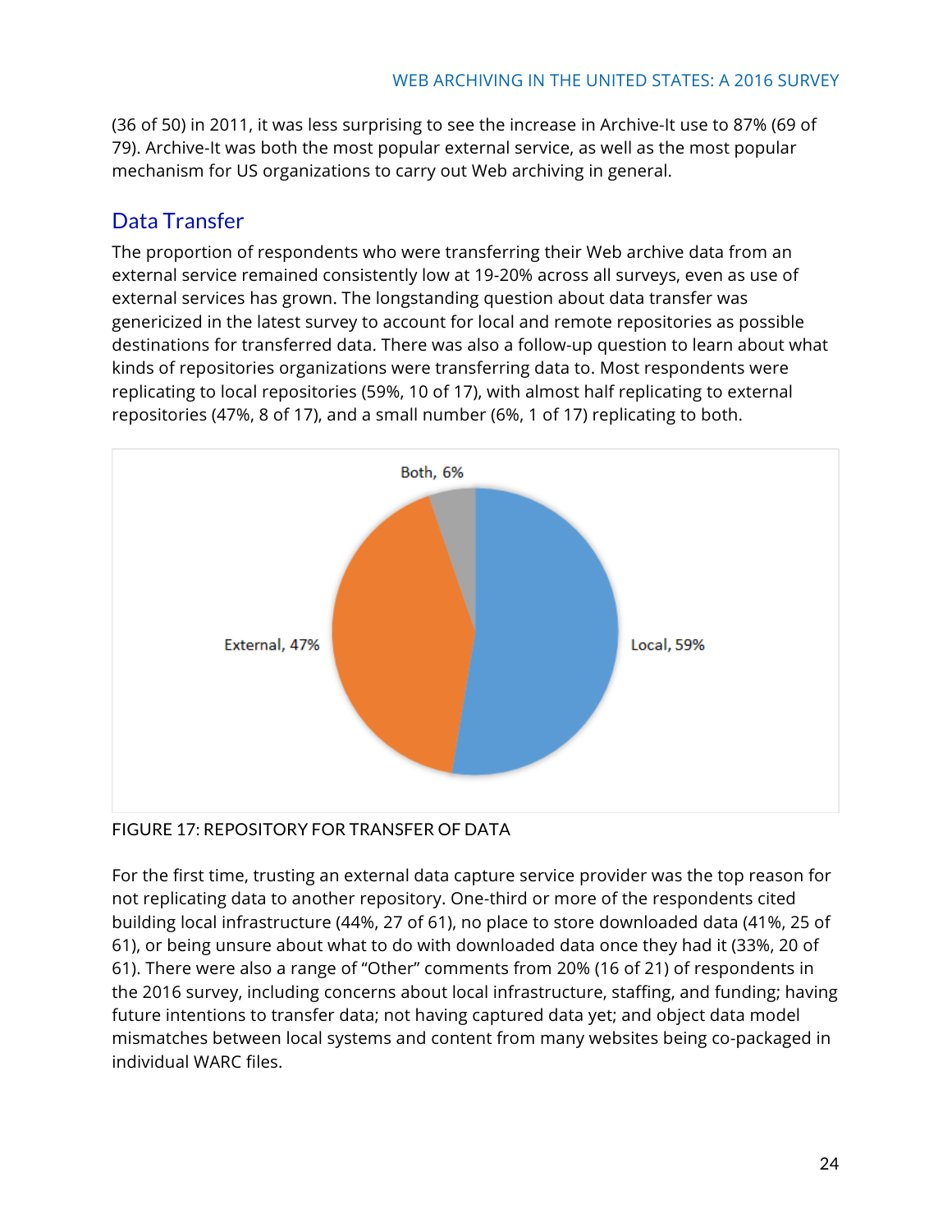(36 of 50) in 2011, it was less surprising to see the increase in Archive-It use to 87% (69 of 79). Archive-It was both the most popular external service, as well as the most popular mechanism for US organizations to carry out Web archiving in general.

## Data Transfer

The proportion of respondents who were transferring their Web archive data from an external service remained consistently low at 19-20% across all surveys, even as use of external services has grown. The longstanding question about data transfer was genericized in the latest survey to account for local and remote repositories as possible destinations for transferred data. There was also a follow-up question to learn about what kinds of repositories organizations were transferring data to. Most respondents were replicating to local repositories (59%, 10 of 17), with almost half replicating to external repositories (47%, 8 of 17), and a small number (6%, 1 of 17) replicating to both.

Both, 6%

External, 47%

Local, 59%

FIGURE 17: REPOSITORY FOR TRANSFER OF DATA

For the first time, trusting an external data capture service provider was the top reason for not replicating data to another repository. One-third or more of the respondents cited building local infrastructure (44%, 27 of 61), no place to store downloaded data (41%, 25 of 61), or being unsure about what to do with downloaded data once they had it (33%, 20 of 61). There were also a range of "Other" comments from 20% (16 of 21) of respondents in the 2016 survey, including concerns about local infrastructure, staffing, and funding; having future intentions to transfer data; not having captured data yet; and object data model mismatches between local systems and content from many websites being co-packaged in individual WARC files.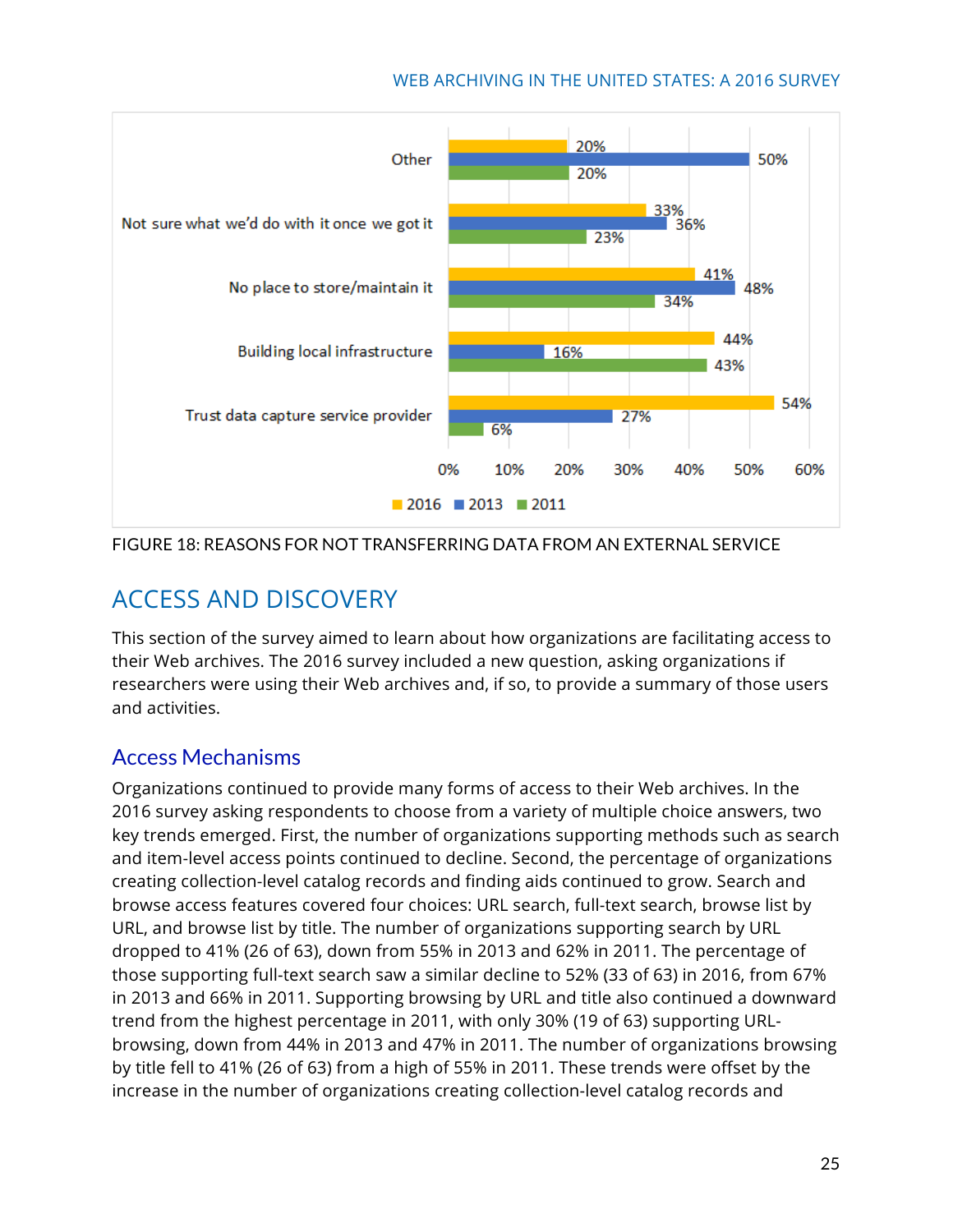| | 2016 | 2013 | 2011 |
|---|---|---|---|
| Other | 20% | 50% | 20% |
| Not sure what we'd do with it once we got it | 33% | 36% | 23% |
| No place to store/maintain it | 41% | 48% | 34% |
| Building local infrastructure | 44% | 16% | 43% |
| Trust data capture service provider | 54% | 27% | 6% |

FIGURE 18: REASONS FOR NOT TRANSFERRING DATA FROM AN EXTERNAL SERVICE

# ACCESS AND DISCOVERY

This section of the survey aimed to learn about how organizations are facilitating access to their Web archives. The 2016 survey included a new question, asking organizations if researchers were using their Web archives and, if so, to provide a summary of those users and activities.

## Access Mechanisms

Organizations continued to provide many forms of access to their Web archives. In the 2016 survey asking respondents to choose from a variety of multiple choice answers, two key trends emerged. First, the number of organizations supporting methods such as search and item-level access points continued to decline. Second, the percentage of organizations creating collection-level catalog records and finding aids continued to grow. Search and browse access features covered four choices: URL search, full-text search, browse list by URL, and browse list by title. The number of organizations supporting search by URL dropped to 41% (26 of 63), down from 55% in 2013 and 62% in 2011. The percentage of those supporting full-text search saw a similar decline to 52% (33 of 63) in 2016, from 67% in 2013 and 66% in 2011. Supporting browsing by URL and title also continued a downward trend from the highest percentage in 2011, with only 30% (19 of 63) supporting URL-browsing, down from 44% in 2013 and 47% in 2011. The number of organizations browsing by title fell to 41% (26 of 63) from a high of 55% in 2011. These trends were offset by the increase in the number of organizations creating collection-level catalog records and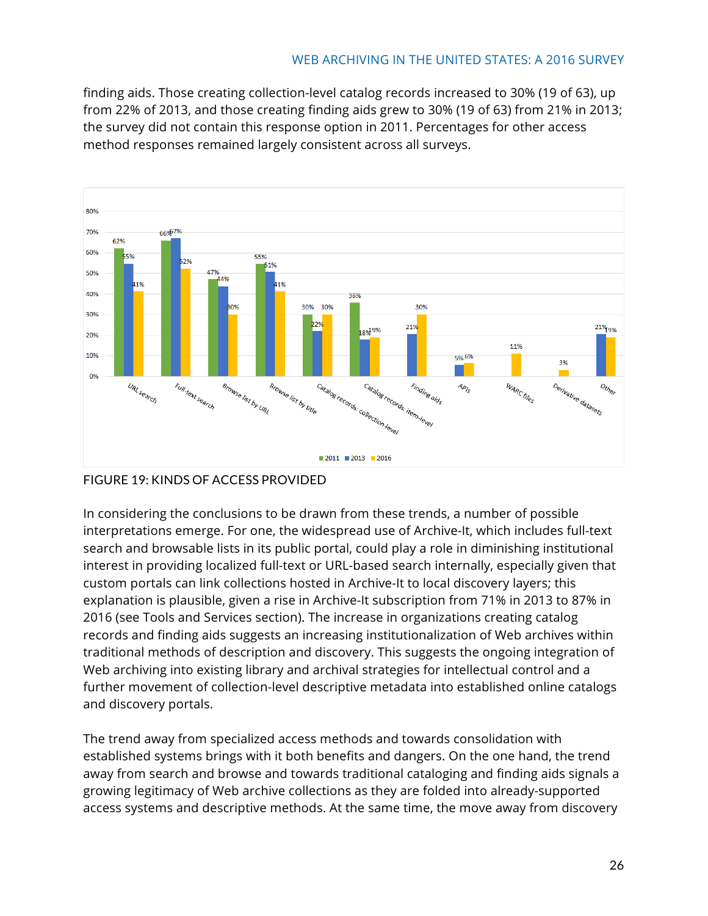finding aids. Those creating collection-level catalog records increased to 30% (19 of 63), up from 22% of 2013, and those creating finding aids grew to 30% (19 of 63) from 21% in 2013; the survey did not contain this response option in 2011. Percentages for other access method responses remained largely consistent across all surveys.

| | 2011 | 2013 | 2016 |
|---|---|---|---|
| URL search | 62% | 55% | 41% |
| Full-text search | 66% | 67% | 52% |
| Browse list by URL | 47% | 44% | 30% |
| Browse list by title | 55% | 51% | 41% |
| Catalog records: collection-level | 30% | 22% | 30% |
| Catalog records: item-level | 36% | 18% | 19% |
| Finding aids | | 21% | 30% |
| APIs | | 5% | 6% |
| WARC files | | | 11% |
| Derivative datasets | | | 3% |
| Other | | 21% | 19% |

FIGURE 19: KINDS OF ACCESS PROVIDED

In considering the conclusions to be drawn from these trends, a number of possible interpretations emerge. For one, the widespread use of Archive-It, which includes full-text search and browsable lists in its public portal, could play a role in diminishing institutional interest in providing localized full-text or URL-based search internally, especially given that custom portals can link collections hosted in Archive-It to local discovery layers; this explanation is plausible, given a rise in Archive-It subscription from 71% in 2013 to 87% in 2016 (see Tools and Services section). The increase in organizations creating catalog records and finding aids suggests an increasing institutionalization of Web archives within traditional methods of description and discovery. This suggests the ongoing integration of Web archiving into existing library and archival strategies for intellectual control and a further movement of collection-level descriptive metadata into established online catalogs and discovery portals.

The trend away from specialized access methods and towards consolidation with established systems brings with it both benefits and dangers. On the one hand, the trend away from search and browse and towards traditional cataloging and finding aids signals a growing legitimacy of Web archive collections as they are folded into already-supported access systems and descriptive methods. At the same time, the move away from discovery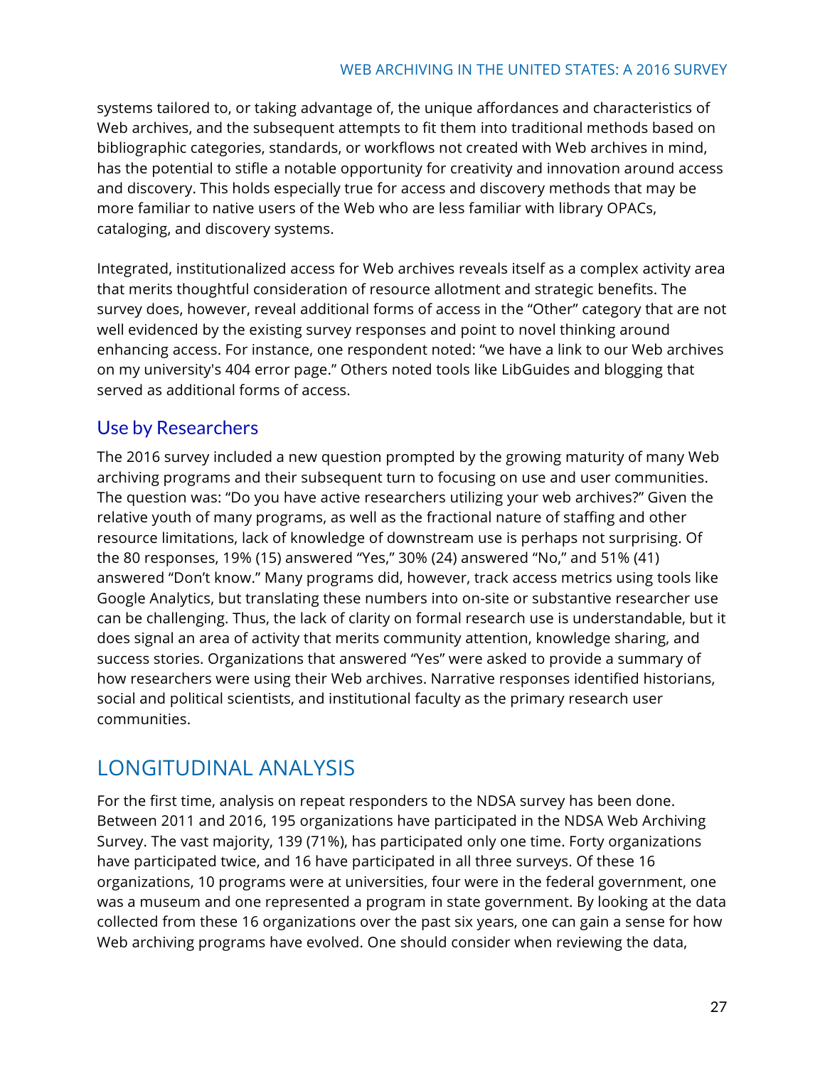systems tailored to, or taking advantage of, the unique affordances and characteristics of Web archives, and the subsequent attempts to fit them into traditional methods based on bibliographic categories, standards, or workflows not created with Web archives in mind, has the potential to stifle a notable opportunity for creativity and innovation around access and discovery. This holds especially true for access and discovery methods that may be more familiar to native users of the Web who are less familiar with library OPACs, cataloging, and discovery systems.

Integrated, institutionalized access for Web archives reveals itself as a complex activity area that merits thoughtful consideration of resource allotment and strategic benefits. The survey does, however, reveal additional forms of access in the "Other" category that are not well evidenced by the existing survey responses and point to novel thinking around enhancing access. For instance, one respondent noted: "we have a link to our Web archives on my university's 404 error page." Others noted tools like LibGuides and blogging that served as additional forms of access.

## Use by Researchers

The 2016 survey included a new question prompted by the growing maturity of many Web archiving programs and their subsequent turn to focusing on use and user communities. The question was: "Do you have active researchers utilizing your web archives?" Given the relative youth of many programs, as well as the fractional nature of staffing and other resource limitations, lack of knowledge of downstream use is perhaps not surprising. Of the 80 responses, 19% (15) answered "Yes," 30% (24) answered "No," and 51% (41) answered "Don't know." Many programs did, however, track access metrics using tools like Google Analytics, but translating these numbers into on-site or substantive researcher use can be challenging. Thus, the lack of clarity on formal research use is understandable, but it does signal an area of activity that merits community attention, knowledge sharing, and success stories. Organizations that answered "Yes" were asked to provide a summary of how researchers were using their Web archives. Narrative responses identified historians, social and political scientists, and institutional faculty as the primary research user communities.

# LONGITUDINAL ANALYSIS

For the first time, analysis on repeat responders to the NDSA survey has been done. Between 2011 and 2016, 195 organizations have participated in the NDSA Web Archiving Survey. The vast majority, 139 (71%), has participated only one time. Forty organizations have participated twice, and 16 have participated in all three surveys. Of these 16 organizations, 10 programs were at universities, four were in the federal government, one was a museum and one represented a program in state government. By looking at the data collected from these 16 organizations over the past six years, one can gain a sense for how Web archiving programs have evolved. One should consider when reviewing the data,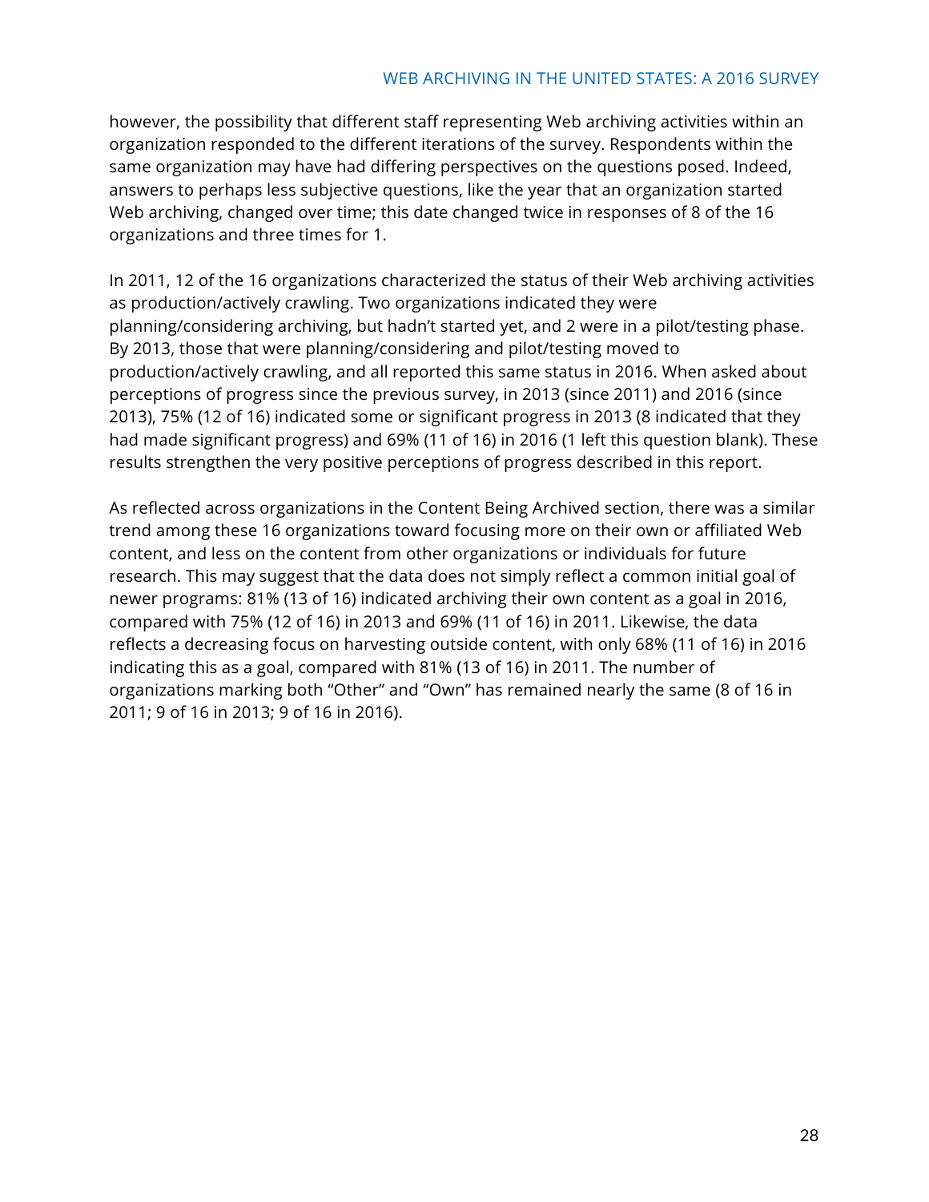however, the possibility that different staff representing Web archiving activities within an organization responded to the different iterations of the survey. Respondents within the same organization may have had differing perspectives on the questions posed. Indeed, answers to perhaps less subjective questions, like the year that an organization started Web archiving, changed over time; this date changed twice in responses of 8 of the 16 organizations and three times for 1.

In 2011, 12 of the 16 organizations characterized the status of their Web archiving activities as production/actively crawling. Two organizations indicated they were planning/considering archiving, but hadn't started yet, and 2 were in a pilot/testing phase. By 2013, those that were planning/considering and pilot/testing moved to production/actively crawling, and all reported this same status in 2016. When asked about perceptions of progress since the previous survey, in 2013 (since 2011) and 2016 (since 2013), 75% (12 of 16) indicated some or significant progress in 2013 (8 indicated that they had made significant progress) and 69% (11 of 16) in 2016 (1 left this question blank). These results strengthen the very positive perceptions of progress described in this report.

As reflected across organizations in the Content Being Archived section, there was a similar trend among these 16 organizations toward focusing more on their own or affiliated Web content, and less on the content from other organizations or individuals for future research. This may suggest that the data does not simply reflect a common initial goal of newer programs: 81% (13 of 16) indicated archiving their own content as a goal in 2016, compared with 75% (12 of 16) in 2013 and 69% (11 of 16) in 2011. Likewise, the data reflects a decreasing focus on harvesting outside content, with only 68% (11 of 16) in 2016 indicating this as a goal, compared with 81% (13 of 16) in 2011. The number of organizations marking both "Other" and "Own" has remained nearly the same (8 of 16 in 2011; 9 of 16 in 2013; 9 of 16 in 2016).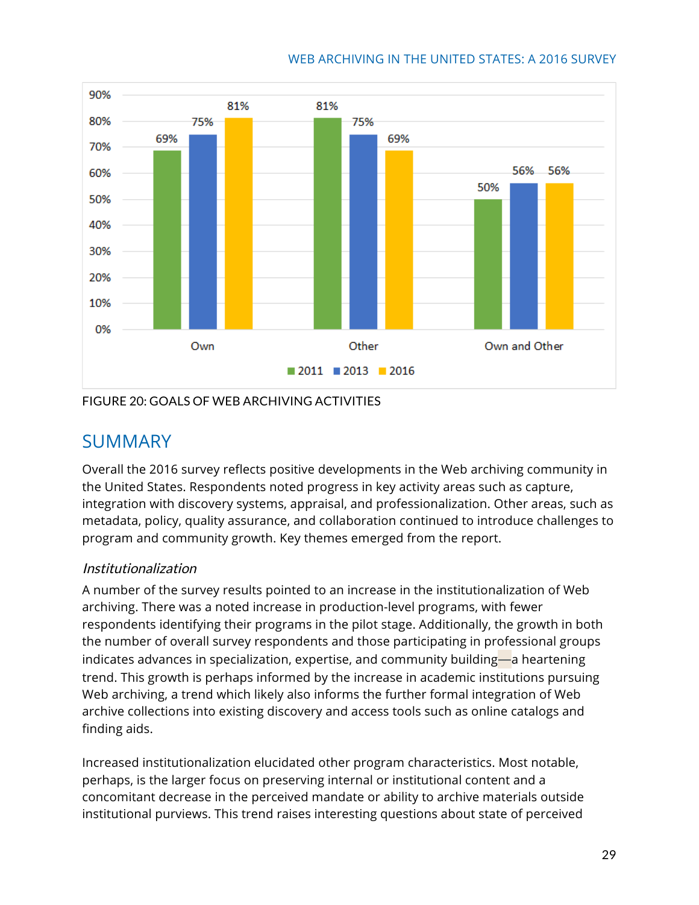| | 2011 | 2013 | 2016 |
|---|---|---|---|
| Own | 69% | 75% | 81% |
| Other | 81% | 75% | 69% |
| Own and Other | 50% | 56% | 56% |

FIGURE 20: GOALS OF WEB ARCHIVING ACTIVITIES

## SUMMARY

Overall the 2016 survey reflects positive developments in the Web archiving community in the United States. Respondents noted progress in key activity areas such as capture, integration with discovery systems, appraisal, and professionalization. Other areas, such as metadata, policy, quality assurance, and collaboration continued to introduce challenges to program and community growth. Key themes emerged from the report.

### *Institutionalization*

A number of the survey results pointed to an increase in the institutionalization of Web archiving. There was a noted increase in production-level programs, with fewer respondents identifying their programs in the pilot stage. Additionally, the growth in both the number of overall survey respondents and those participating in professional groups indicates advances in specialization, expertise, and community building—a heartening trend. This growth is perhaps informed by the increase in academic institutions pursuing Web archiving, a trend which likely also informs the further formal integration of Web archive collections into existing discovery and access tools such as online catalogs and finding aids.

Increased institutionalization elucidated other program characteristics. Most notable, perhaps, is the larger focus on preserving internal or institutional content and a concomitant decrease in the perceived mandate or ability to archive materials outside institutional purviews. This trend raises interesting questions about state of perceived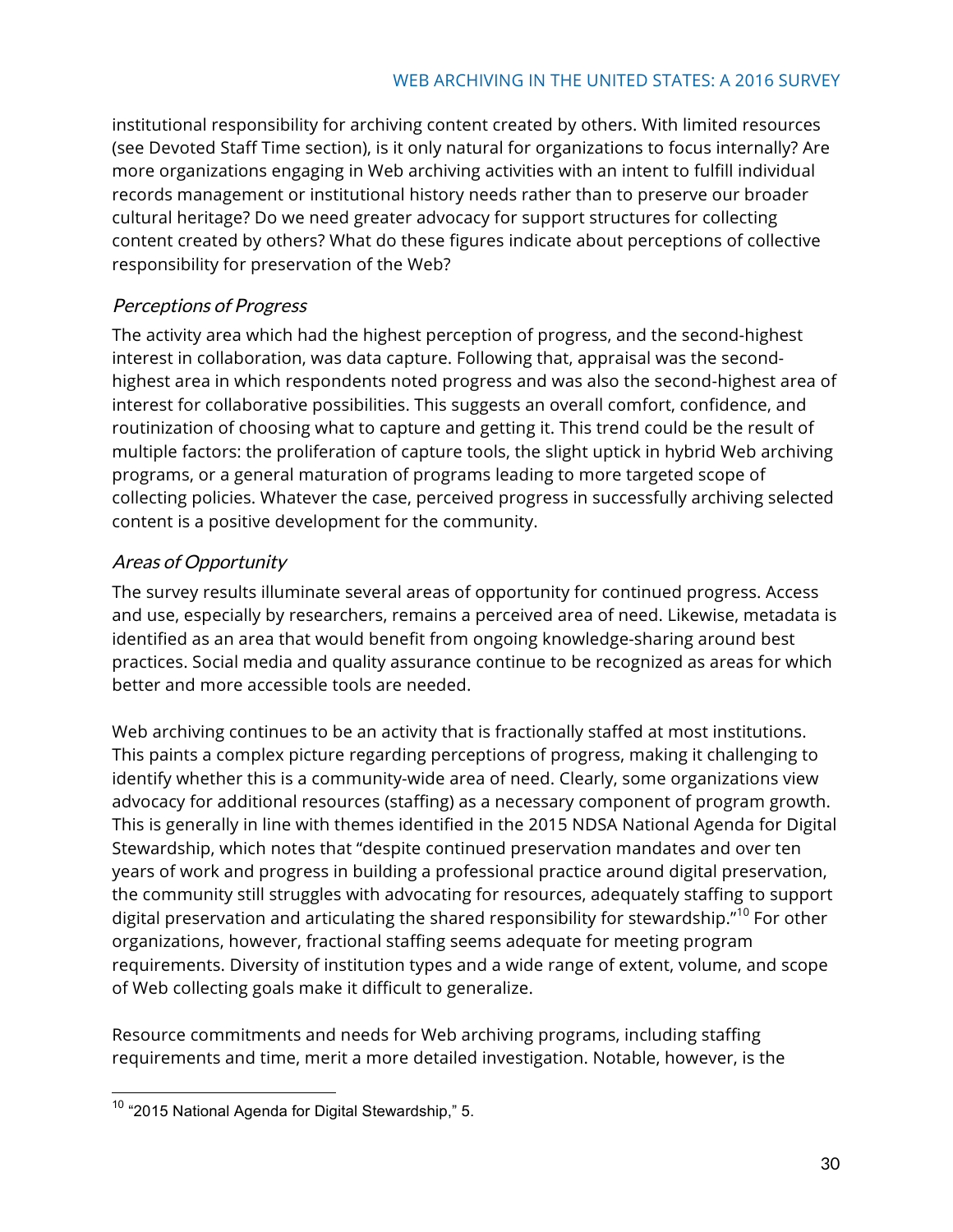institutional responsibility for archiving content created by others. With limited resources (see Devoted Staff Time section), is it only natural for organizations to focus internally? Are more organizations engaging in Web archiving activities with an intent to fulfill individual records management or institutional history needs rather than to preserve our broader cultural heritage? Do we need greater advocacy for support structures for collecting content created by others? What do these figures indicate about perceptions of collective responsibility for preservation of the Web?

### *Perceptions of Progress*

The activity area which had the highest perception of progress, and the second-highest interest in collaboration, was data capture. Following that, appraisal was the second-highest area in which respondents noted progress and was also the second-highest area of interest for collaborative possibilities. This suggests an overall comfort, confidence, and routinization of choosing what to capture and getting it. This trend could be the result of multiple factors: the proliferation of capture tools, the slight uptick in hybrid Web archiving programs, or a general maturation of programs leading to more targeted scope of collecting policies. Whatever the case, perceived progress in successfully archiving selected content is a positive development for the community.

### *Areas of Opportunity*

The survey results illuminate several areas of opportunity for continued progress. Access and use, especially by researchers, remains a perceived area of need. Likewise, metadata is identified as an area that would benefit from ongoing knowledge-sharing around best practices. Social media and quality assurance continue to be recognized as areas for which better and more accessible tools are needed.

Web archiving continues to be an activity that is fractionally staffed at most institutions. This paints a complex picture regarding perceptions of progress, making it challenging to identify whether this is a community-wide area of need. Clearly, some organizations view advocacy for additional resources (staffing) as a necessary component of program growth. This is generally in line with themes identified in the 2015 NDSA National Agenda for Digital Stewardship, which notes that "despite continued preservation mandates and over ten years of work and progress in building a professional practice around digital preservation, the community still struggles with advocating for resources, adequately staffing to support digital preservation and articulating the shared responsibility for stewardship."[10] For other organizations, however, fractional staffing seems adequate for meeting program requirements. Diversity of institution types and a wide range of extent, volume, and scope of Web collecting goals make it difficult to generalize.

Resource commitments and needs for Web archiving programs, including staffing requirements and time, merit a more detailed investigation. Notable, however, is the

[10] "2015 National Agenda for Digital Stewardship," 5.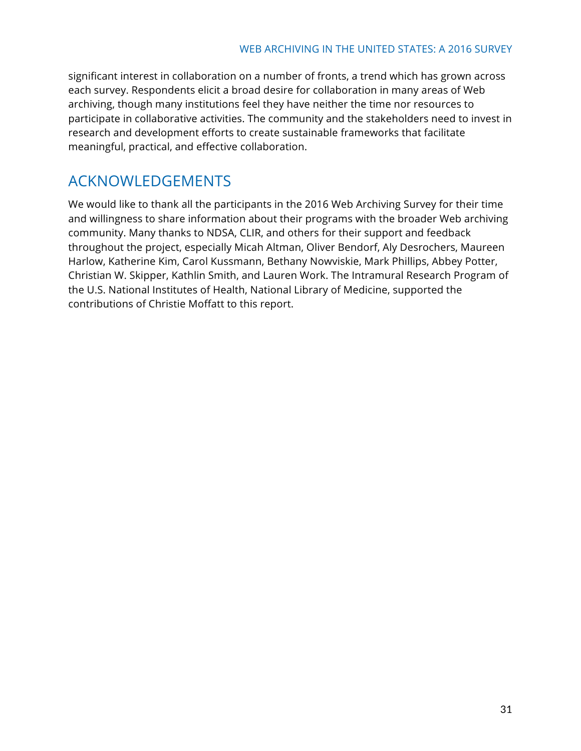significant interest in collaboration on a number of fronts, a trend which has grown across each survey. Respondents elicit a broad desire for collaboration in many areas of Web archiving, though many institutions feel they have neither the time nor resources to participate in collaborative activities. The community and the stakeholders need to invest in research and development efforts to create sustainable frameworks that facilitate meaningful, practical, and effective collaboration.

## ACKNOWLEDGEMENTS

We would like to thank all the participants in the 2016 Web Archiving Survey for their time and willingness to share information about their programs with the broader Web archiving community. Many thanks to NDSA, CLIR, and others for their support and feedback throughout the project, especially Micah Altman, Oliver Bendorf, Aly Desrochers, Maureen Harlow, Katherine Kim, Carol Kussmann, Bethany Nowviskie, Mark Phillips, Abbey Potter, Christian W. Skipper, Kathlin Smith, and Lauren Work. The Intramural Research Program of the U.S. National Institutes of Health, National Library of Medicine, supported the contributions of Christie Moffatt to this report.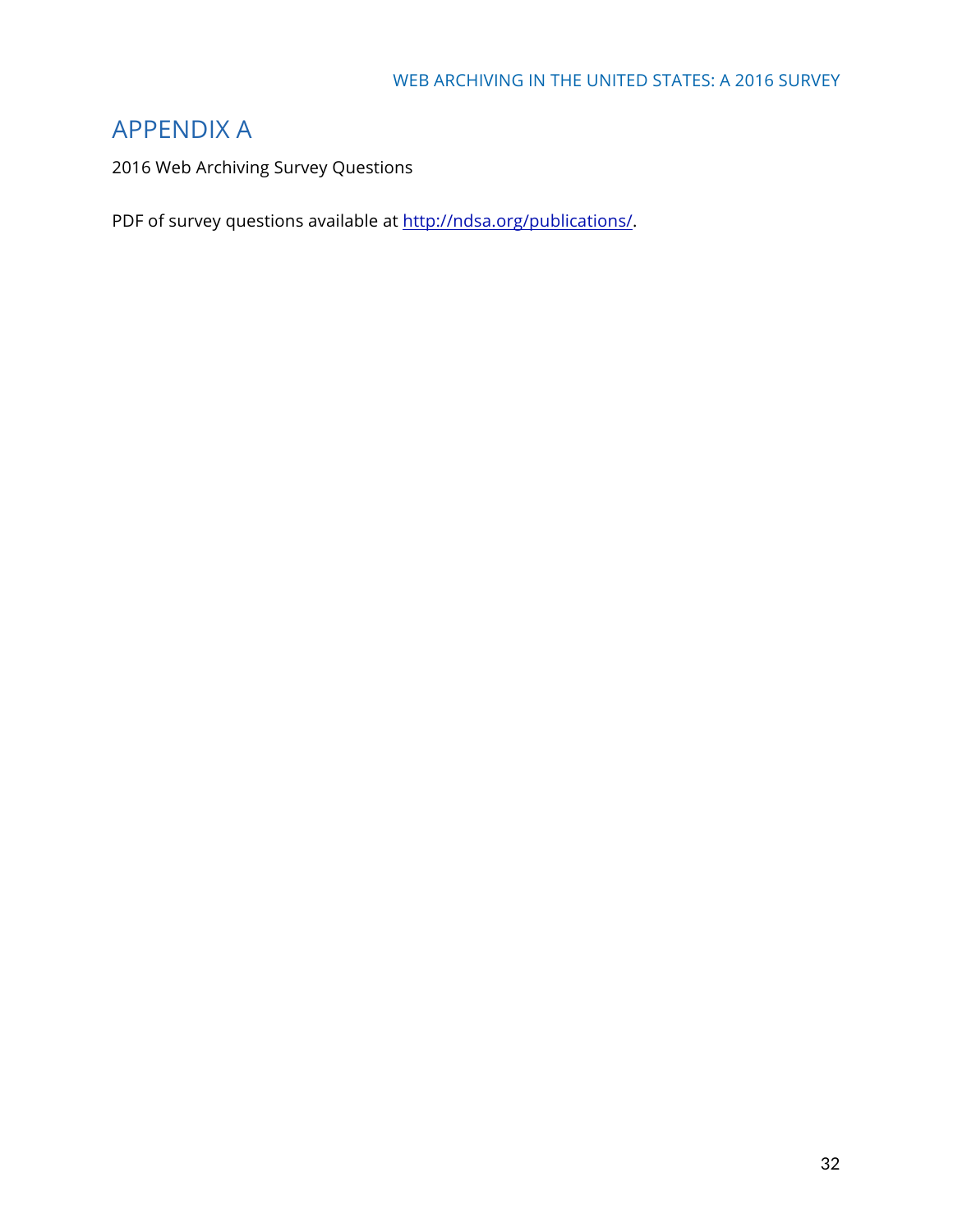# APPENDIX A

2016 Web Archiving Survey Questions

PDF of survey questions available at [http://ndsa.org/publications/](http://ndsa.org/publications/).